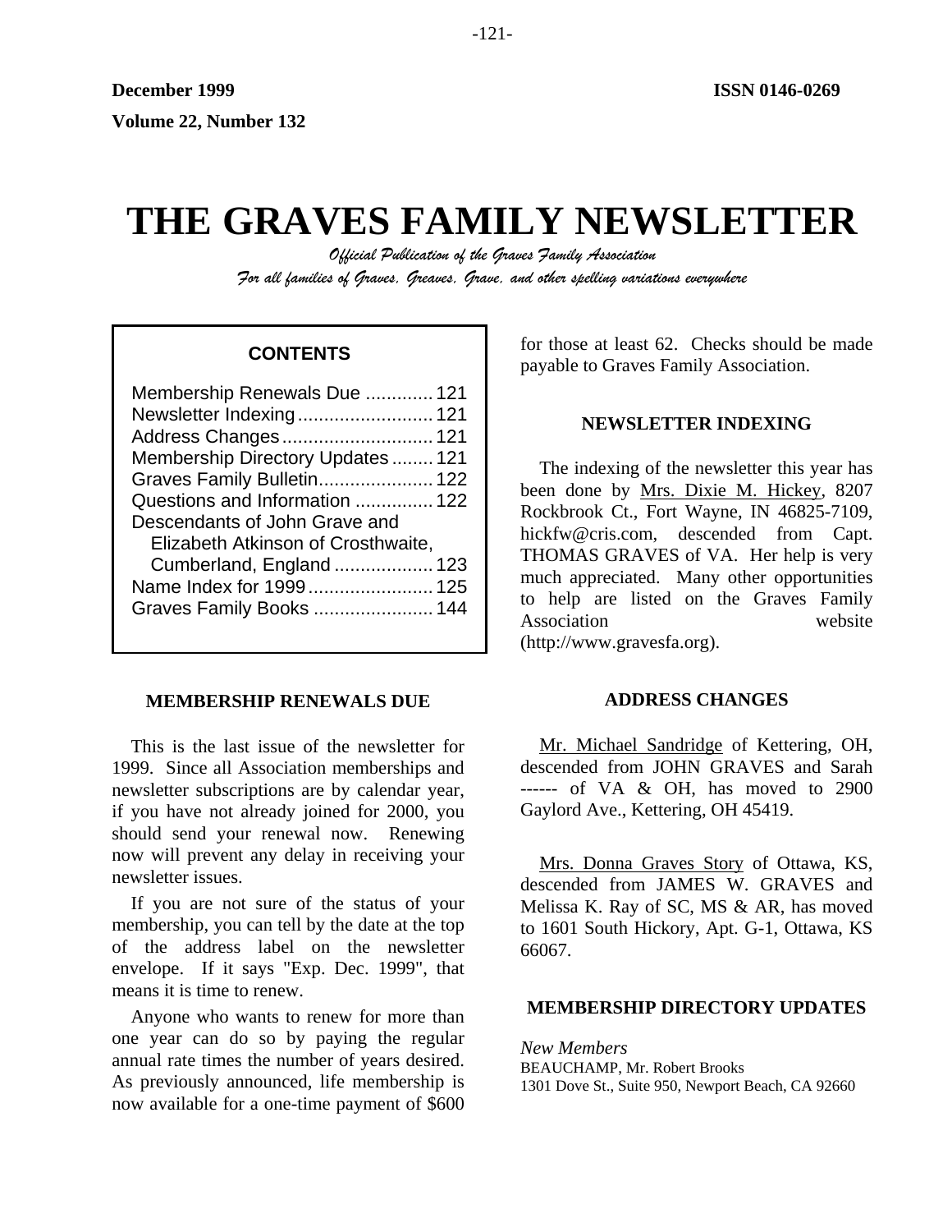December 1999 ISSN 0146-0269

Volume 22, Number 132

# THE GRAVES FAMILY NEWSLETTER

*Official Publication of the Graves Family Association*

*For all families of Graves, Greaves, Grave, and other spelling variations everywhere*

**CONTENTS**

- Membership Renewals Due ............. 121
- Newsletter Indexing .......................... 121
- Address Changes ............................. 121
- Membership Directory Updates ........ 121
- Graves Family Bulletin ...................... 122
- Questions and Information ............... 122
- Descendants of John Grave and Elizabeth Atkinson of Crosthwaite, Cumberland, England ................... 123
- Name Index for 1999 ........................ 125
- Graves Family Books ....................... 144

## MEMBERSHIP RENEWALS DUE

This is the last issue of the newsletter for 1999. Since all Association memberships and newsletter subscriptions are by calendar year, if you have not already joined for 2000, you should send your renewal now. Renewing now will prevent any delay in receiving your newsletter issues.

If you are not sure of the status of your membership, you can tell by the date at the top of the address label on the newsletter envelope. If it says "Exp. Dec. 1999", that means it is time to renew.

Anyone who wants to renew for more than one year can do so by paying the regular annual rate times the number of years desired. As previously announced, life membership is now available for a one-time payment of $600 for those at least 62. Checks should be made payable to Graves Family Association.

## NEWSLETTER INDEXING

The indexing of the newsletter this year has been done by Mrs. Dixie M. Hickey, 8207 Rockbrook Ct., Fort Wayne, IN 46825-7109, hickfw@cris.com, descended from Capt. THOMAS GRAVES of VA. Her help is very much appreciated. Many other opportunities to help are listed on the Graves Family Association website (http://www.gravesfa.org).

## ADDRESS CHANGES

Mr. Michael Sandridge of Kettering, OH, descended from JOHN GRAVES and Sarah ------ of VA & OH, has moved to 2900 Gaylord Ave., Kettering, OH 45419.

Mrs. Donna Graves Story of Ottawa, KS, descended from JAMES W. GRAVES and Melissa K. Ray of SC, MS & AR, has moved to 1601 South Hickory, Apt. G-1, Ottawa, KS 66067.

## MEMBERSHIP DIRECTORY UPDATES

*New Members*

BEAUCHAMP, Mr. Robert Brooks
1301 Dove St., Suite 950, Newport Beach, CA 92660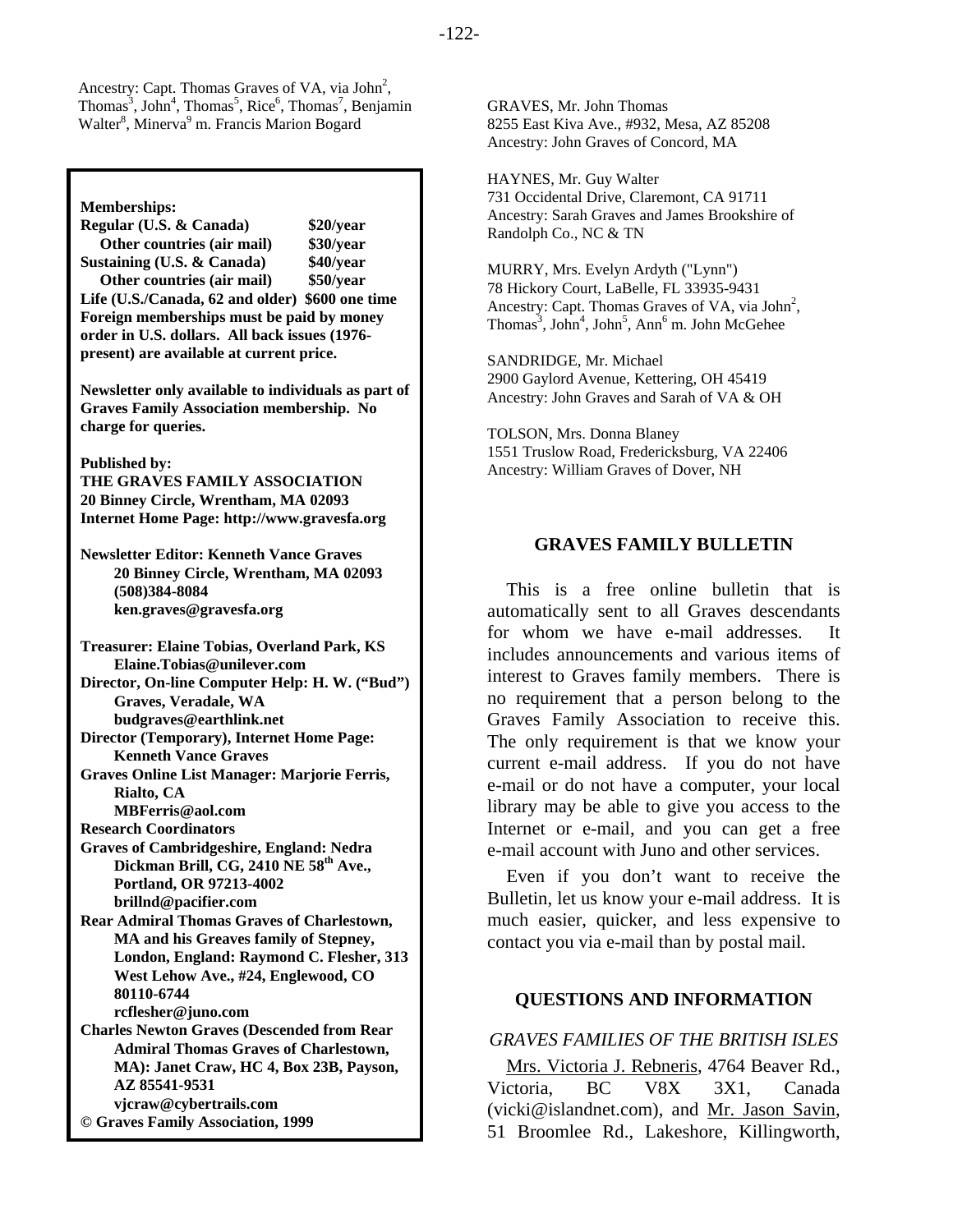Ancestry: Capt. Thomas Graves of VA, via John[2], Thomas[3], John[4], Thomas[5], Rice[6], Thomas[7], Benjamin Walter[8], Minerva[9] m. Francis Marion Bogard

**Memberships:**

| | |
|---|---|
| **Regular (U.S. & Canada)** | **$20/year** |
| **Other countries (air mail)** | **$30/year** |
| **Sustaining (U.S. & Canada)** | **$40/year** |
| **Other countries (air mail)** | **$50/year** |
| **Life (U.S./Canada, 62 and older)** | **$600 one time** |

**Foreign memberships must be paid by money order in U.S. dollars. All back issues (1976-present) are available at current price.**

**Newsletter only available to individuals as part of Graves Family Association membership. No charge for queries.**

**Published by:**
**THE GRAVES FAMILY ASSOCIATION**
**20 Binney Circle, Wrentham, MA 02093**
**Internet Home Page: http://www.gravesfa.org**

**Newsletter Editor: Kenneth Vance Graves**
**20 Binney Circle, Wrentham, MA 02093**
**(508)384-8084**
**ken.graves@gravesfa.org**

**Treasurer: Elaine Tobias, Overland Park, KS**
**Elaine.Tobias@unilever.com**
**Director, On-line Computer Help: H. W. ("Bud") Graves, Veradale, WA**
**budgraves@earthlink.net**
**Director (Temporary), Internet Home Page: Kenneth Vance Graves**
**Graves Online List Manager: Marjorie Ferris, Rialto, CA**
**MBFerris@aol.com**
**Research Coordinators**
**Graves of Cambridgeshire, England: Nedra Dickman Brill, CG, 2410 NE 58th Ave., Portland, OR 97213-4002**
**brillnd@pacifier.com**
**Rear Admiral Thomas Graves of Charlestown, MA and his Greaves family of Stepney, London, England: Raymond C. Flesher, 313 West Lehow Ave., #24, Englewood, CO 80110-6744**
**rcflesher@juno.com**
**Charles Newton Graves (Descended from Rear Admiral Thomas Graves of Charlestown, MA): Janet Craw, HC 4, Box 23B, Payson, AZ 85541-9531**
**vjcraw@cybertrails.com**
**© Graves Family Association, 1999**

GRAVES, Mr. John Thomas
8255 East Kiva Ave., #932, Mesa, AZ 85208
Ancestry: John Graves of Concord, MA

HAYNES, Mr. Guy Walter
731 Occidental Drive, Claremont, CA 91711
Ancestry: Sarah Graves and James Brookshire of Randolph Co., NC & TN

MURRY, Mrs. Evelyn Ardyth ("Lynn")
78 Hickory Court, LaBelle, FL 33935-9431
Ancestry: Capt. Thomas Graves of VA, via John[2], Thomas[3], John[4], John[5], Ann[6] m. John McGehee

SANDRIDGE, Mr. Michael
2900 Gaylord Avenue, Kettering, OH 45419
Ancestry: John Graves and Sarah of VA & OH

TOLSON, Mrs. Donna Blaney
1551 Truslow Road, Fredericksburg, VA 22406
Ancestry: William Graves of Dover, NH

## GRAVES FAMILY BULLETIN

This is a free online bulletin that is automatically sent to all Graves descendants for whom we have e-mail addresses. It includes announcements and various items of interest to Graves family members. There is no requirement that a person belong to the Graves Family Association to receive this. The only requirement is that we know your current e-mail address. If you do not have e-mail or do not have a computer, your local library may be able to give you access to the Internet or e-mail, and you can get a free e-mail account with Juno and other services.

Even if you don't want to receive the Bulletin, let us know your e-mail address. It is much easier, quicker, and less expensive to contact you via e-mail than by postal mail.

## QUESTIONS AND INFORMATION

### *GRAVES FAMILIES OF THE BRITISH ISLES*

Mrs. Victoria J. Rebneris, 4764 Beaver Rd., Victoria, BC V8X 3X1, Canada (vicki@islandnet.com), and Mr. Jason Savin, 51 Broomlee Rd., Lakeshore, Killingworth,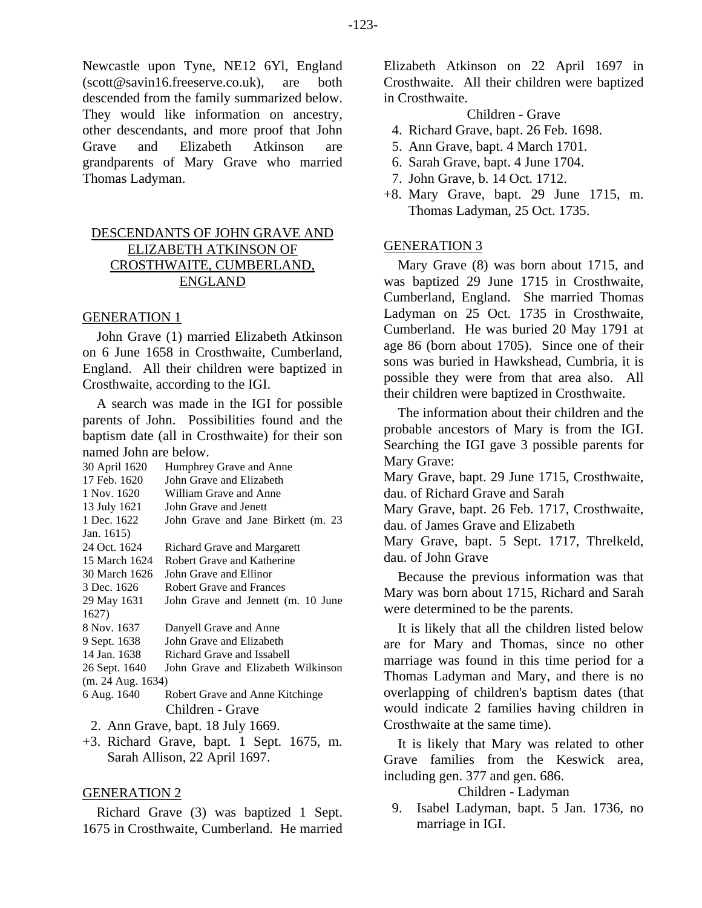Newcastle upon Tyne, NE12 6Yl, England (scott@savin16.freeserve.co.uk), are both descended from the family summarized below. They would like information on ancestry, other descendants, and more proof that John Grave and Elizabeth Atkinson are grandparents of Mary Grave who married Thomas Ladyman.

## DESCENDANTS OF JOHN GRAVE AND ELIZABETH ATKINSON OF CROSTHWAITE, CUMBERLAND, ENGLAND

### GENERATION 1

John Grave (1) married Elizabeth Atkinson on 6 June 1658 in Crosthwaite, Cumberland, England. All their children were baptized in Crosthwaite, according to the IGI.

A search was made in the IGI for possible parents of John. Possibilities found and the baptism date (all in Crosthwaite) for their son named John are below.

| | |
|---|---|
| 30 April 1620 | Humphrey Grave and Anne |
| 17 Feb. 1620 | John Grave and Elizabeth |
| 1 Nov. 1620 | William Grave and Anne |
| 13 July 1621 | John Grave and Jenett |
| 1 Dec. 1622 | John Grave and Jane Birkett (m. 23 Jan. 1615) |
| 24 Oct. 1624 | Richard Grave and Margarett |
| 15 March 1624 | Robert Grave and Katherine |
| 30 March 1626 | John Grave and Ellinor |
| 3 Dec. 1626 | Robert Grave and Frances |
| 29 May 1631 | John Grave and Jennett (m. 10 June 1627) |
| 8 Nov. 1637 | Danyell Grave and Anne |
| 9 Sept. 1638 | John Grave and Elizabeth |
| 14 Jan. 1638 | Richard Grave and Issabell |
| 26 Sept. 1640 | John Grave and Elizabeth Wilkinson (m. 24 Aug. 1634) |
| 6 Aug. 1640 | Robert Grave and Anne Kitchinge |

Children - Grave

2. Ann Grave, bapt. 18 July 1669.
+3. Richard Grave, bapt. 1 Sept. 1675, m. Sarah Allison, 22 April 1697.

### GENERATION 2

Richard Grave (3) was baptized 1 Sept. 1675 in Crosthwaite, Cumberland. He married Elizabeth Atkinson on 22 April 1697 in Crosthwaite. All their children were baptized in Crosthwaite.

Children - Grave

4. Richard Grave, bapt. 26 Feb. 1698.
5. Ann Grave, bapt. 4 March 1701.
6. Sarah Grave, bapt. 4 June 1704.
7. John Grave, b. 14 Oct. 1712.
+8. Mary Grave, bapt. 29 June 1715, m. Thomas Ladyman, 25 Oct. 1735.

### GENERATION 3

Mary Grave (8) was born about 1715, and was baptized 29 June 1715 in Crosthwaite, Cumberland, England. She married Thomas Ladyman on 25 Oct. 1735 in Crosthwaite, Cumberland. He was buried 20 May 1791 at age 86 (born about 1705). Since one of their sons was buried in Hawkshead, Cumbria, it is possible they were from that area also. All their children were baptized in Crosthwaite.

The information about their children and the probable ancestors of Mary is from the IGI. Searching the IGI gave 3 possible parents for Mary Grave:

Mary Grave, bapt. 29 June 1715, Crosthwaite, dau. of Richard Grave and Sarah

Mary Grave, bapt. 26 Feb. 1717, Crosthwaite, dau. of James Grave and Elizabeth

Mary Grave, bapt. 5 Sept. 1717, Threlkeld, dau. of John Grave

Because the previous information was that Mary was born about 1715, Richard and Sarah were determined to be the parents.

It is likely that all the children listed below are for Mary and Thomas, since no other marriage was found in this time period for a Thomas Ladyman and Mary, and there is no overlapping of children's baptism dates (that would indicate 2 families having children in Crosthwaite at the same time).

It is likely that Mary was related to other Grave families from the Keswick area, including gen. 377 and gen. 686.

Children - Ladyman

9. Isabel Ladyman, bapt. 5 Jan. 1736, no marriage in IGI.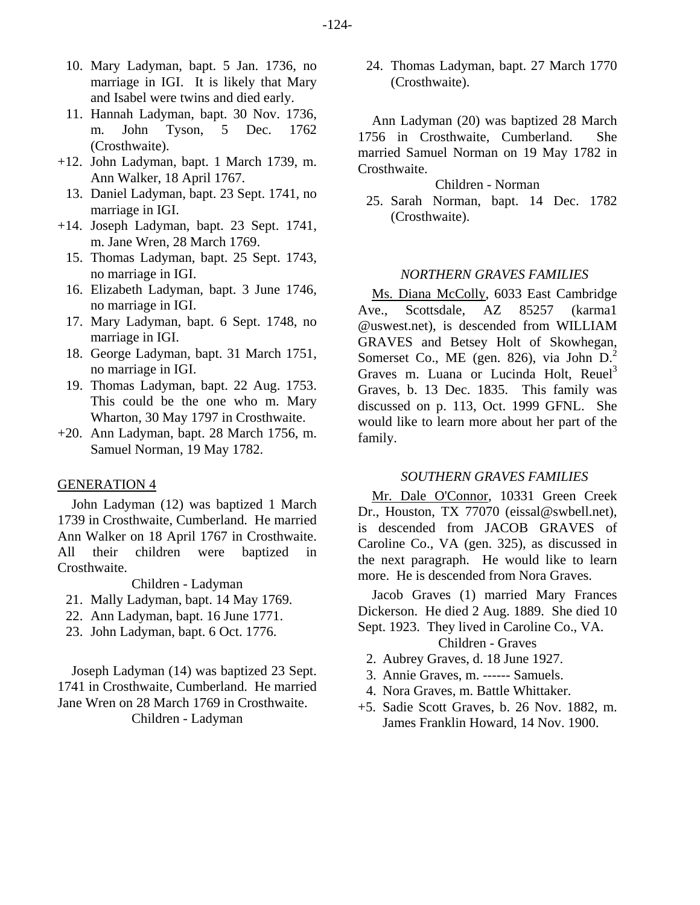10. Mary Ladyman, bapt. 5 Jan. 1736, no marriage in IGI. It is likely that Mary and Isabel were twins and died early.
11. Hannah Ladyman, bapt. 30 Nov. 1736, m. John Tyson, 5 Dec. 1762 (Crosthwaite).

+12. John Ladyman, bapt. 1 March 1739, m. Ann Walker, 18 April 1767.

13. Daniel Ladyman, bapt. 23 Sept. 1741, no marriage in IGI.

+14. Joseph Ladyman, bapt. 23 Sept. 1741, m. Jane Wren, 28 March 1769.

15. Thomas Ladyman, bapt. 25 Sept. 1743, no marriage in IGI.
16. Elizabeth Ladyman, bapt. 3 June 1746, no marriage in IGI.
17. Mary Ladyman, bapt. 6 Sept. 1748, no marriage in IGI.
18. George Ladyman, bapt. 31 March 1751, no marriage in IGI.
19. Thomas Ladyman, bapt. 22 Aug. 1753. This could be the one who m. Mary Wharton, 30 May 1797 in Crosthwaite.

+20. Ann Ladyman, bapt. 28 March 1756, m. Samuel Norman, 19 May 1782.

GENERATION 4

John Ladyman (12) was baptized 1 March 1739 in Crosthwaite, Cumberland. He married Ann Walker on 18 April 1767 in Crosthwaite. All their children were baptized in Crosthwaite.

Children - Ladyman

21. Mally Ladyman, bapt. 14 May 1769.
22. Ann Ladyman, bapt. 16 June 1771.
23. John Ladyman, bapt. 6 Oct. 1776.

Joseph Ladyman (14) was baptized 23 Sept. 1741 in Crosthwaite, Cumberland. He married Jane Wren on 28 March 1769 in Crosthwaite.

Children - Ladyman

24. Thomas Ladyman, bapt. 27 March 1770 (Crosthwaite).

Ann Ladyman (20) was baptized 28 March 1756 in Crosthwaite, Cumberland. She married Samuel Norman on 19 May 1782 in Crosthwaite.

Children - Norman

25. Sarah Norman, bapt. 14 Dec. 1782 (Crosthwaite).

*NORTHERN GRAVES FAMILIES*

Ms. Diana McColly, 6033 East Cambridge Ave., Scottsdale, AZ 85257 (karma1 @uswest.net), is descended from WILLIAM GRAVES and Betsey Holt of Skowhegan, Somerset Co., ME (gen. 826), via John D.$^2$ Graves m. Luana or Lucinda Holt, Reuel$^3$ Graves, b. 13 Dec. 1835. This family was discussed on p. 113, Oct. 1999 GFNL. She would like to learn more about her part of the family.

*SOUTHERN GRAVES FAMILIES*

Mr. Dale O'Connor, 10331 Green Creek Dr., Houston, TX 77070 (eissal@swbell.net), is descended from JACOB GRAVES of Caroline Co., VA (gen. 325), as discussed in the next paragraph. He would like to learn more. He is descended from Nora Graves.

Jacob Graves (1) married Mary Frances Dickerson. He died 2 Aug. 1889. She died 10 Sept. 1923. They lived in Caroline Co., VA.

Children - Graves

2. Aubrey Graves, d. 18 June 1927.
3. Annie Graves, m. ------ Samuels.
4. Nora Graves, m. Battle Whittaker.

+5. Sadie Scott Graves, b. 26 Nov. 1882, m. James Franklin Howard, 14 Nov. 1900.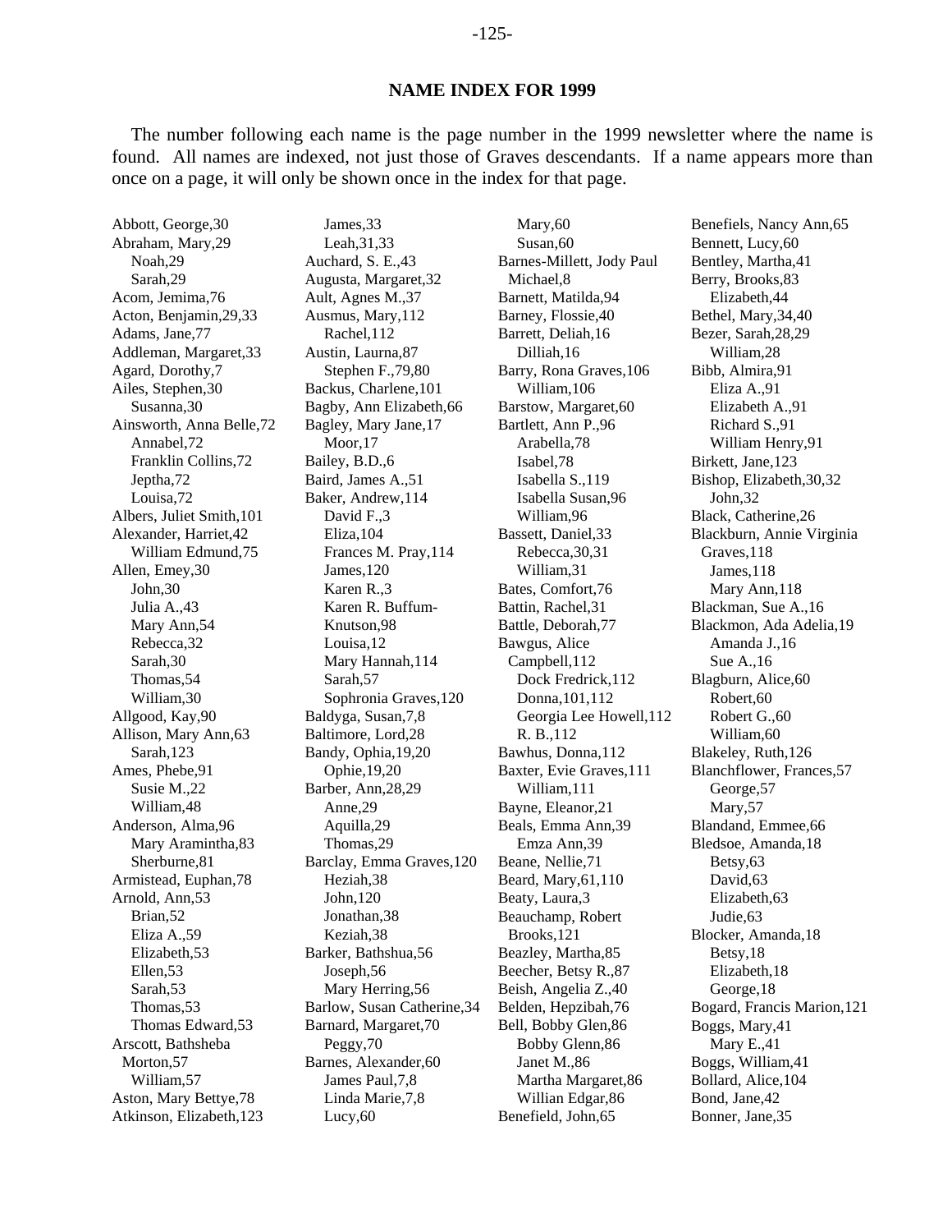## NAME INDEX FOR 1999

The number following each name is the page number in the 1999 newsletter where the name is found. All names are indexed, not just those of Graves descendants. If a name appears more than once on a page, it will only be shown once in the index for that page.

Abbott, George,30
Abraham, Mary,29
  Noah,29
  Sarah,29
Acom, Jemima,76
Acton, Benjamin,29,33
Adams, Jane,77
Addleman, Margaret,33
Agard, Dorothy,7
Ailes, Stephen,30
  Susanna,30
Ainsworth, Anna Belle,72
  Annabel,72
  Franklin Collins,72
  Jeptha,72
  Louisa,72
Albers, Juliet Smith,101
Alexander, Harriet,42
  William Edmund,75
Allen, Emey,30
  John,30
  Julia A.,43
  Mary Ann,54
  Rebecca,32
  Sarah,30
  Thomas,54
  William,30
Allgood, Kay,90
Allison, Mary Ann,63
  Sarah,123
Ames, Phebe,91
  Susie M.,22
  William,48
Anderson, Alma,96
  Mary Aramintha,83
  Sherburne,81
Armistead, Euphan,78
Arnold, Ann,53
  Brian,52
  Eliza A.,59
  Elizabeth,53
  Ellen,53
  Sarah,53
  Thomas,53
  Thomas Edward,53
Arscott, Bathsheba Morton,57
  William,57
Aston, Mary Bettye,78
Atkinson, Elizabeth,123
  James,33
  Leah,31,33
Auchard, S. E.,43
Augusta, Margaret,32
Ault, Agnes M.,37
Ausmus, Mary,112
  Rachel,112
Austin, Laurna,87
  Stephen F.,79,80
Backus, Charlene,101
Bagby, Ann Elizabeth,66
Bagley, Mary Jane,17
  Moor,17
Bailey, B.D.,6
Baird, James A.,51
Baker, Andrew,114
  David F.,3
  Eliza,104
  Frances M. Pray,114
  James,120
  Karen R.,3
  Karen R. Buffum-Knutson,98
  Louisa,12
  Mary Hannah,114
  Sarah,57
  Sophronia Graves,120
Baldyga, Susan,7,8
Baltimore, Lord,28
Bandy, Ophia,19,20
  Ophie,19,20
Barber, Ann,28,29
  Anne,29
  Aquilla,29
  Thomas,29
Barclay, Emma Graves,120
  Heziah,38
  John,120
  Jonathan,38
  Keziah,38
Barker, Bathshua,56
  Joseph,56
  Mary Herring,56
Barlow, Susan Catherine,34
Barnard, Margaret,70
  Peggy,70
Barnes, Alexander,60
  James Paul,7,8
  Linda Marie,7,8
  Lucy,60
  Mary,60
  Susan,60
Barnes-Millett, Jody Paul Michael,8
Barnett, Matilda,94
Barney, Flossie,40
Barrett, Deliah,16
  Dilliah,16
Barry, Rona Graves,106
  William,106
Barstow, Margaret,60
Bartlett, Ann P.,96
  Arabella,78
  Isabel,78
  Isabella S.,119
  Isabella Susan,96
  William,96
Bassett, Daniel,33
  Rebecca,30,31
  William,31
Bates, Comfort,76
Battin, Rachel,31
Battle, Deborah,77
Bawgus, Alice Campbell,112
  Dock Fredrick,112
  Donna,101,112
  Georgia Lee Howell,112
  R. B.,112
Bawhus, Donna,112
Baxter, Evie Graves,111
  William,111
Bayne, Eleanor,21
Beals, Emma Ann,39
  Emza Ann,39
Beane, Nellie,71
Beard, Mary,61,110
Beaty, Laura,3
Beauchamp, Robert Brooks,121
Beazley, Martha,85
Beecher, Betsy R.,87
Beish, Angelia Z.,40
Belden, Hepzibah,76
Bell, Bobby Glen,86
  Bobby Glenn,86
  Janet M.,86
  Martha Margaret,86
  Willian Edgar,86
Benefield, John,65
Benefiels, Nancy Ann,65
Bennett, Lucy,60
Bentley, Martha,41
Berry, Brooks,83
  Elizabeth,44
Bethel, Mary,34,40
Bezer, Sarah,28,29
  William,28
Bibb, Almira,91
  Eliza A.,91
  Elizabeth A.,91
  Richard S.,91
  William Henry,91
Birkett, Jane,123
Bishop, Elizabeth,30,32
  John,32
Black, Catherine,26
Blackburn, Annie Virginia Graves,118
  James,118
  Mary Ann,118
Blackman, Sue A.,16
Blackmon, Ada Adelia,19
  Amanda J.,16
  Sue A.,16
Blagburn, Alice,60
  Robert,60
  Robert G.,60
  William,60
Blakeley, Ruth,126
Blanchflower, Frances,57
  George,57
  Mary,57
Blandand, Emmee,66
Bledsoe, Amanda,18
  Betsy,63
  David,63
  Elizabeth,63
  Judie,63
Blocker, Amanda,18
  Betsy,18
  Elizabeth,18
  George,18
Bogard, Francis Marion,121
Boggs, Mary,41
  Mary E.,41
Boggs, William,41
Bollard, Alice,104
Bond, Jane,42
Bonner, Jane,35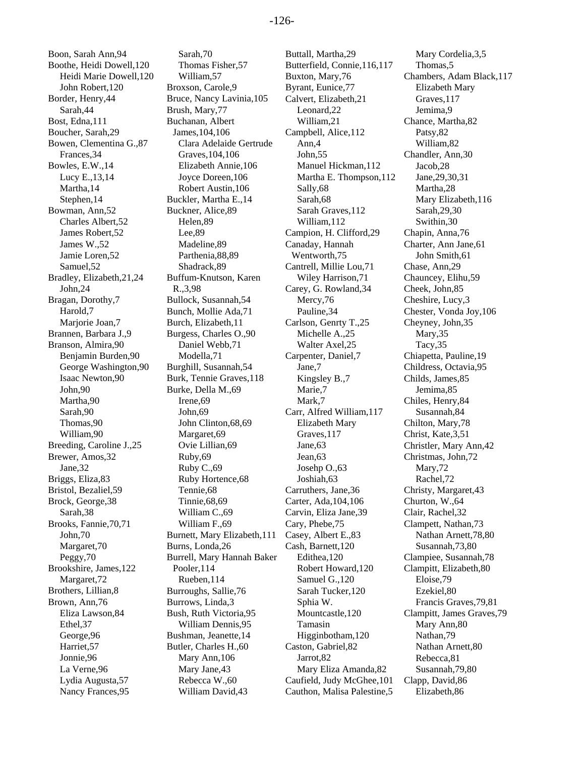Boon, Sarah Ann,94
Boothe, Heidi Dowell,120
  Heidi Marie Dowell,120
  John Robert,120
Border, Henry,44
  Sarah,44
Bost, Edna,111
Boucher, Sarah,29
Bowen, Clementina G.,87
  Frances,34
Bowles, E.W.,14
  Lucy E.,13,14
  Martha,14
  Stephen,14
Bowman, Ann,52
  Charles Albert,52
  James Robert,52
  James W.,52
  Jamie Loren,52
  Samuel,52
Bradley, Elizabeth,21,24
  John,24
Bragan, Dorothy,7
  Harold,7
  Marjorie Joan,7
Brannen, Barbara J.,9
Branson, Almira,90
  Benjamin Burden,90
  George Washington,90
  Isaac Newton,90
  John,90
  Martha,90
  Sarah,90
  Thomas,90
  William,90
Breeding, Caroline J.,25
Brewer, Amos,32
  Jane,32
Briggs, Eliza,83
Bristol, Bezaliel,59
Brock, George,38
  Sarah,38
Brooks, Fannie,70,71
  John,70
  Margaret,70
  Peggy,70
Brookshire, James,122
  Margaret,72
Brothers, Lillian,8
Brown, Ann,76
  Eliza Lawson,84
  Ethel,37
  George,96
  Harriet,57
  Jonnie,96
  La Verne,96
  Lydia Augusta,57
  Nancy Frances,95
  Sarah,70
  Thomas Fisher,57
  William,57
Broxson, Carole,9
Bruce, Nancy Lavinia,105
Brush, Mary,77
Buchanan, Albert James,104,106
  Clara Adelaide Gertrude Graves,104,106
  Elizabeth Annie,106
  Joyce Doreen,106
  Robert Austin,106
Buckler, Martha E.,14
Buckner, Alice,89
  Helen,89
  Lee,89
  Madeline,89
  Parthenia,88,89
  Shadrack,89
Buffum-Knutson, Karen R.,3,98
Bullock, Susannah,54
Bunch, Mollie Ada,71
Burch, Elizabeth,11
Burgess, Charles O.,90
  Daniel Webb,71
  Modella,71
Burghill, Susannah,54
Burk, Tennie Graves,118
Burke, Della M.,69
  Irene,69
  John,69
  John Clinton,68,69
  Margaret,69
  Ovie Lillian,69
  Ruby,69
  Ruby C.,69
  Ruby Hortence,68
  Tennie,68
  Tinnie,68,69
  William C.,69
  William F.,69
Burnett, Mary Elizabeth,111
Burns, Londa,26
Burrell, Mary Hannah Baker Pooler,114
  Rueben,114
Burroughs, Sallie,76
Burrows, Linda,3
Bush, Ruth Victoria,95
  William Dennis,95
Bushman, Jeanette,14
Butler, Charles H.,60
  Mary Ann,106
  Mary Jane,43
  Rebecca W.,60
  William David,43
Buttall, Martha,29
Butterfield, Connie,116,117
Buxton, Mary,76
Byrant, Eunice,77
Calvert, Elizabeth,21
  Leonard,22
  William,21
Campbell, Alice,112
  Ann,4
  John,55
  Manuel Hickman,112
  Martha E. Thompson,112
  Sally,68
  Sarah,68
  Sarah Graves,112
  William,112
Campion, H. Clifford,29
Canaday, Hannah Wentworth,75
Cantrell, Millie Lou,71
  Wiley Harrison,71
Carey, G. Rowland,34
  Mercy,76
  Pauline,34
Carlson, Genrty T.,25
  Michelle A.,25
  Walter Axel,25
Carpenter, Daniel,7
  Jane,7
  Kingsley B.,7
  Marie,7
  Mark,7
Carr, Alfred William,117
  Elizabeth Mary Graves,117
  Jane,63
  Jean,63
  Josehp O.,63
  Joshiah,63
Carruthers, Jane,36
Carter, Ada,104,106
Carvin, Eliza Jane,39
Cary, Phebe,75
Casey, Albert E.,83
Cash, Barnett,120
  Edithea,120
  Robert Howard,120
  Samuel G.,120
  Sarah Tucker,120
  Sphia W. Mountcastle,120
  Tamasin Higginbotham,120
Caston, Gabriel,82
  Jarrot,82
  Mary Eliza Amanda,82
Caufield, Judy McGhee,101
Cauthon, Malisa Palestine,5
  Mary Cordelia,3,5
  Thomas,5
Chambers, Adam Black,117
  Elizabeth Mary Graves,117
  Jemima,9
Chance, Martha,82
  Patsy,82
  William,82
Chandler, Ann,30
  Jacob,28
  Jane,29,30,31
  Martha,28
  Mary Elizabeth,116
  Sarah,29,30
  Swithin,30
Chapin, Anna,76
Charter, Ann Jane,61
  John Smith,61
Chase, Ann,29
Chauncey, Elihu,59
Cheek, John,85
Cheshire, Lucy,3
Chester, Vonda Joy,106
Cheyney, John,35
  Mary,35
  Tacy,35
Chiapetta, Pauline,19
Childress, Octavia,95
Childs, James,85
  Jemima,85
Chiles, Henry,84
  Susannah,84
Chilton, Mary,78
Christ, Kate,3,51
Christler, Mary Ann,42
Christmas, John,72
  Mary,72
  Rachel,72
Christy, Margaret,43
Churton, W.,64
Clair, Rachel,32
Clampett, Nathan,73
  Nathan Arnett,78,80
  Susannah,73,80
Clampiee, Susannah,78
Clampitt, Elizabeth,80
  Eloise,79
  Ezekiel,80
  Francis Graves,79,81
Clampitt, James Graves,79
  Mary Ann,80
  Nathan,79
  Nathan Arnett,80
  Rebecca,81
  Susannah,79,80
Clapp, David,86
  Elizabeth,86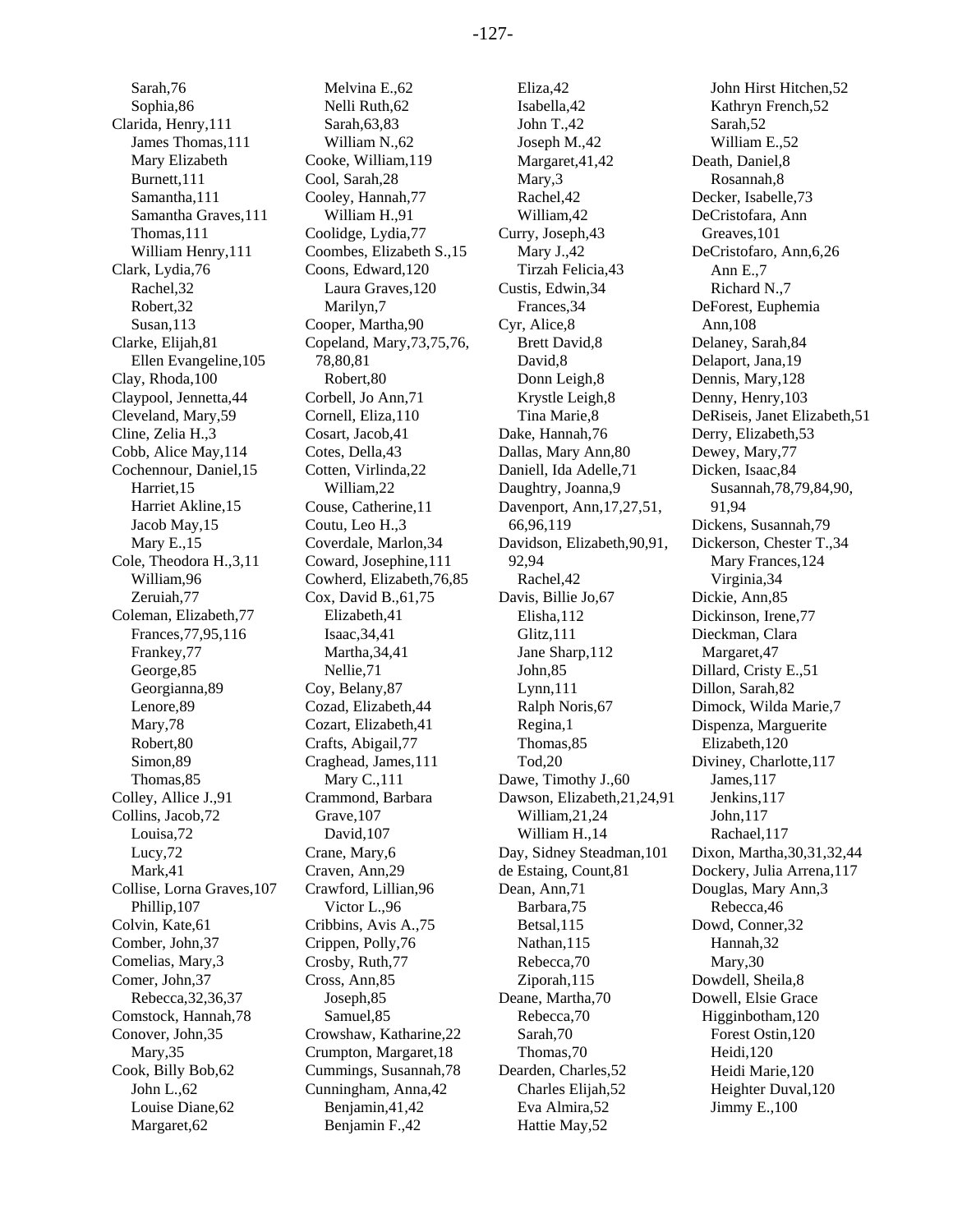Sarah,76
Sophia,86
Clarida, Henry,111
James Thomas,111
Mary Elizabeth Burnett,111
Samantha,111
Samantha Graves,111
Thomas,111
William Henry,111
Clark, Lydia,76
Rachel,32
Robert,32
Susan,113
Clarke, Elijah,81
Ellen Evangeline,105
Clay, Rhoda,100
Claypool, Jennetta,44
Cleveland, Mary,59
Cline, Zelia H.,3
Cobb, Alice May,114
Cochennour, Daniel,15
Harriet,15
Harriet Akline,15
Jacob May,15
Mary E.,15
Cole, Theodora H.,3,11
William,96
Zeruiah,77
Coleman, Elizabeth,77
Frances,77,95,116
Frankey,77
George,85
Georgianna,89
Lenore,89
Mary,78
Robert,80
Simon,89
Thomas,85
Colley, Allice J.,91
Collins, Jacob,72
Louisa,72
Lucy,72
Mark,41
Collise, Lorna Graves,107
Phillip,107
Colvin, Kate,61
Comber, John,37
Comelias, Mary,3
Comer, John,37
Rebecca,32,36,37
Comstock, Hannah,78
Conover, John,35
Mary,35
Cook, Billy Bob,62
John L.,62
Louise Diane,62
Margaret,62
Melvina E.,62
Nelli Ruth,62
Sarah,63,83
William N.,62
Cooke, William,119
Cool, Sarah,28
Cooley, Hannah,77
William H.,91
Coolidge, Lydia,77
Coombes, Elizabeth S.,15
Coons, Edward,120
Laura Graves,120
Marilyn,7
Cooper, Martha,90
Copeland, Mary,73,75,76,78,80,81
Robert,80
Corbell, Jo Ann,71
Cornell, Eliza,110
Cosart, Jacob,41
Cotes, Della,43
Cotten, Virlinda,22
William,22
Couse, Catherine,11
Coutu, Leo H.,3
Coverdale, Marlon,34
Coward, Josephine,111
Cowherd, Elizabeth,76,85
Cox, David B.,61,75
Elizabeth,41
Isaac,34,41
Martha,34,41
Nellie,71
Coy, Belany,87
Cozad, Elizabeth,44
Cozart, Elizabeth,41
Crafts, Abigail,77
Craghead, James,111
Mary C.,111
Crammond, Barbara Grave,107
David,107
Crane, Mary,6
Craven, Ann,29
Crawford, Lillian,96
Victor L.,96
Cribbins, Avis A.,75
Crippen, Polly,76
Crosby, Ruth,77
Cross, Ann,85
Joseph,85
Samuel,85
Crowshaw, Katharine,22
Crumpton, Margaret,18
Cummings, Susannah,78
Cunningham, Anna,42
Benjamin,41,42
Benjamin F.,42
Eliza,42
Isabella,42
John T.,42
Joseph M.,42
Margaret,41,42
Mary,3
Rachel,42
William,42
Curry, Joseph,43
Mary J.,42
Tirzah Felicia,43
Custis, Edwin,34
Frances,34
Cyr, Alice,8
Brett David,8
David,8
Donn Leigh,8
Krystle Leigh,8
Tina Marie,8
Dake, Hannah,76
Dallas, Mary Ann,80
Daniell, Ida Adelle,71
Daughtry, Joanna,9
Davenport, Ann,17,27,51,66,96,119
Davidson, Elizabeth,90,91,92,94
Rachel,42
Davis, Billie Jo,67
Elisha,112
Glitz,111
Jane Sharp,112
John,85
Lynn,111
Ralph Noris,67
Regina,1
Thomas,85
Tod,20
Dawe, Timothy J.,60
Dawson, Elizabeth,21,24,91
William,21,24
William H.,14
Day, Sidney Steadman,101
de Estaing, Count,81
Dean, Ann,71
Barbara,75
Betsal,115
Nathan,115
Rebecca,70
Ziporah,115
Deane, Martha,70
Rebecca,70
Sarah,70
Thomas,70
Dearden, Charles,52
Charles Elijah,52
Eva Almira,52
Hattie May,52
John Hirst Hitchen,52
Kathryn French,52
Sarah,52
William E.,52
Death, Daniel,8
Rosannah,8
Decker, Isabelle,73
DeCristofara, Ann Greaves,101
DeCristofaro, Ann,6,26
Ann E.,7
Richard N.,7
DeForest, Euphemia Ann,108
Delaney, Sarah,84
Delaport, Jana,19
Dennis, Mary,128
Denny, Henry,103
DeRiseis, Janet Elizabeth,51
Derry, Elizabeth,53
Dewey, Mary,77
Dicken, Isaac,84
Susannah,78,79,84,90,91,94
Dickens, Susannah,79
Dickerson, Chester T.,34
Mary Frances,124
Virginia,34
Dickie, Ann,85
Dickinson, Irene,77
Dieckman, Clara Margaret,47
Dillard, Cristy E.,51
Dillon, Sarah,82
Dimock, Wilda Marie,7
Dispenza, Marguerite Elizabeth,120
Diviney, Charlotte,117
James,117
Jenkins,117
John,117
Rachael,117
Dixon, Martha,30,31,32,44
Dockery, Julia Arrena,117
Douglas, Mary Ann,3
Rebecca,46
Dowd, Conner,32
Hannah,32
Mary,30
Dowdell, Sheila,8
Dowell, Elsie Grace Higginbotham,120
Forest Ostin,120
Heidi,120
Heidi Marie,120
Heighter Duval,120
Jimmy E.,100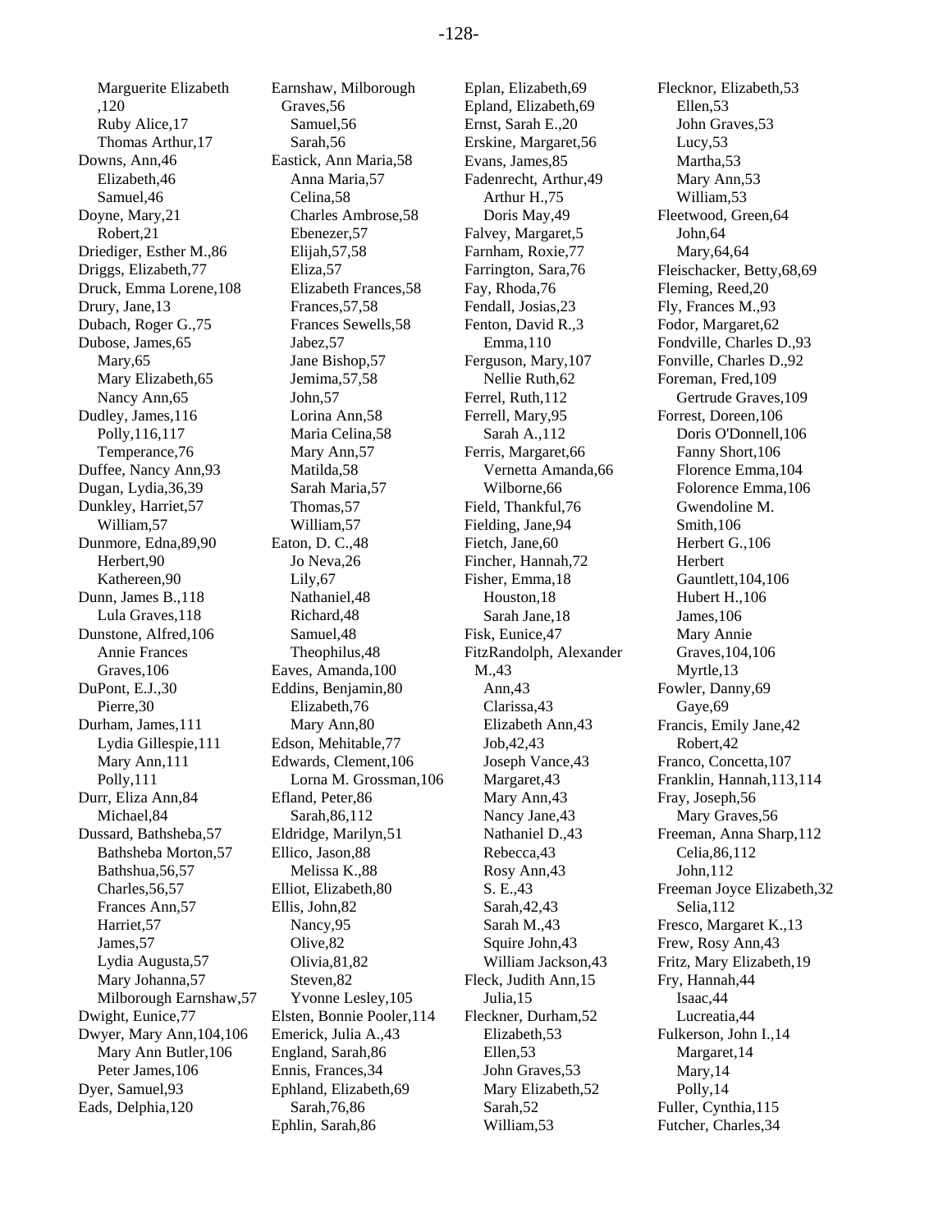Marguerite Elizabeth ,120
Ruby Alice,17
Thomas Arthur,17
Downs, Ann,46
Elizabeth,46
Samuel,46
Doyne, Mary,21
Robert,21
Driediger, Esther M.,86
Driggs, Elizabeth,77
Druck, Emma Lorene,108
Drury, Jane,13
Dubach, Roger G.,75
Dubose, James,65
Mary,65
Mary Elizabeth,65
Nancy Ann,65
Dudley, James,116
Polly,116,117
Temperance,76
Duffee, Nancy Ann,93
Dugan, Lydia,36,39
Dunkley, Harriet,57
William,57
Dunmore, Edna,89,90
Herbert,90
Kathereen,90
Dunn, James B.,118
Lula Graves,118
Dunstone, Alfred,106
Annie Frances Graves,106
DuPont, E.J.,30
Pierre,30
Durham, James,111
Lydia Gillespie,111
Mary Ann,111
Polly,111
Durr, Eliza Ann,84
Michael,84
Dussard, Bathsheba,57
Bathsheba Morton,57
Bathshua,56,57
Charles,56,57
Frances Ann,57
Harriet,57
James,57
Lydia Augusta,57
Mary Johanna,57
Milborough Earnshaw,57
Dwight, Eunice,77
Dwyer, Mary Ann,104,106
Mary Ann Butler,106
Peter James,106
Dyer, Samuel,93
Eads, Delphia,120
Earnshaw, Milborough Graves,56
Samuel,56
Sarah,56
Eastick, Ann Maria,58
Anna Maria,57
Celina,58
Charles Ambrose,58
Ebenezer,57
Elijah,57,58
Eliza,57
Elizabeth Frances,58
Frances,57,58
Frances Sewells,58
Jabez,57
Jane Bishop,57
Jemima,57,58
John,57
Lorina Ann,58
Maria Celina,58
Mary Ann,57
Matilda,58
Sarah Maria,57
Thomas,57
William,57
Eaton, D. C.,48
Jo Neva,26
Lily,67
Nathaniel,48
Richard,48
Samuel,48
Theophilus,48
Eaves, Amanda,100
Eddins, Benjamin,80
Elizabeth,76
Mary Ann,80
Edson, Mehitable,77
Edwards, Clement,106
Lorna M. Grossman,106
Efland, Peter,86
Sarah,86,112
Eldridge, Marilyn,51
Ellico, Jason,88
Melissa K.,88
Elliot, Elizabeth,80
Ellis, John,82
Nancy,95
Olive,82
Olivia,81,82
Steven,82
Yvonne Lesley,105
Elsten, Bonnie Pooler,114
Emerick, Julia A.,43
England, Sarah,86
Ennis, Frances,34
Ephland, Elizabeth,69
Sarah,76,86
Ephlin, Sarah,86
Eplan, Elizabeth,69
Epland, Elizabeth,69
Ernst, Sarah E.,20
Erskine, Margaret,56
Evans, James,85
Fadenrecht, Arthur,49
Arthur H.,75
Doris May,49
Falvey, Margaret,5
Farnham, Roxie,77
Farrington, Sara,76
Fay, Rhoda,76
Fendall, Josias,23
Fenton, David R.,3
Emma,110
Ferguson, Mary,107
Nellie Ruth,62
Ferrel, Ruth,112
Ferrell, Mary,95
Sarah A.,112
Ferris, Margaret,66
Vernetta Amanda,66
Wilborne,66
Field, Thankful,76
Fielding, Jane,94
Fietch, Jane,60
Fincher, Hannah,72
Fisher, Emma,18
Houston,18
Sarah Jane,18
Fisk, Eunice,47
FitzRandolph, Alexander M.,43
Ann,43
Clarissa,43
Elizabeth Ann,43
Job,42,43
Joseph Vance,43
Margaret,43
Mary Ann,43
Nancy Jane,43
Nathaniel D.,43
Rebecca,43
Rosy Ann,43
S. E.,43
Sarah,42,43
Sarah M.,43
Squire John,43
William Jackson,43
Fleck, Judith Ann,15
Julia,15
Fleckner, Durham,52
Elizabeth,53
Ellen,53
John Graves,53
Mary Elizabeth,52
Sarah,52
William,53
Flecknor, Elizabeth,53
Ellen,53
John Graves,53
Lucy,53
Martha,53
Mary Ann,53
William,53
Fleetwood, Green,64
John,64
Mary,64,64
Fleischacker, Betty,68,69
Fleming, Reed,20
Fly, Frances M.,93
Fodor, Margaret,62
Fondville, Charles D.,93
Fonville, Charles D.,92
Foreman, Fred,109
Gertrude Graves,109
Forrest, Doreen,106
Doris O'Donnell,106
Fanny Short,106
Florence Emma,104
Folorence Emma,106
Gwendoline M. Smith,106
Herbert G.,106
Herbert Gauntlett,104,106
Hubert H.,106
James,106
Mary Annie Graves,104,106
Myrtle,13
Fowler, Danny,69
Gaye,69
Francis, Emily Jane,42
Robert,42
Franco, Concetta,107
Franklin, Hannah,113,114
Fray, Joseph,56
Mary Graves,56
Freeman, Anna Sharp,112
Celia,86,112
John,112
Freeman Joyce Elizabeth,32
Selia,112
Fresco, Margaret K.,13
Frew, Rosy Ann,43
Fritz, Mary Elizabeth,19
Fry, Hannah,44
Isaac,44
Lucreatia,44
Fulkerson, John I.,14
Margaret,14
Mary,14
Polly,14
Fuller, Cynthia,115
Futcher, Charles,34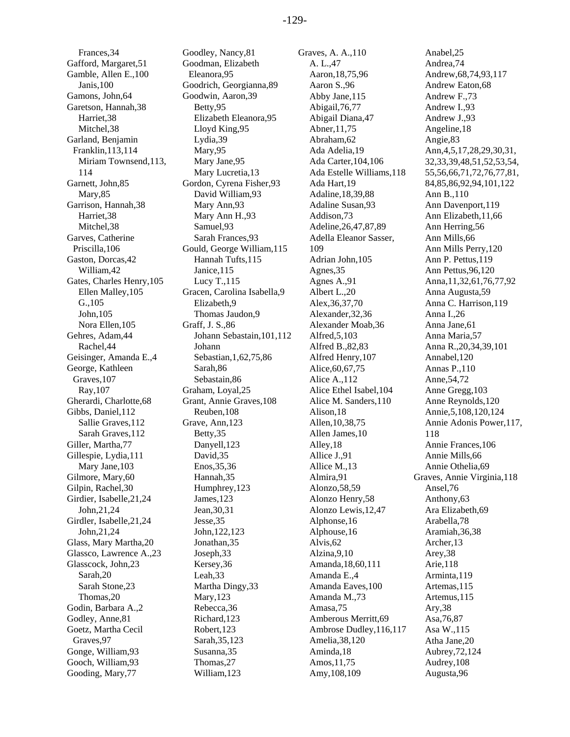Frances,34
Gafford, Margaret,51
Gamble, Allen E.,100
Janis,100
Gamons, John,64
Garetson, Hannah,38
Harriet,38
Mitchel,38
Garland, Benjamin Franklin,113,114
Miriam Townsend,113, 114
Garnett, John,85
Mary,85
Garrison, Hannah,38
Harriet,38
Mitchel,38
Garves, Catherine Priscilla,106
Gaston, Dorcas,42
William,42
Gates, Charles Henry,105
Ellen Malley,105
G.,105
John,105
Nora Ellen,105
Gehres, Adam,44
Rachel,44
Geisinger, Amanda E.,4
George, Kathleen Graves,107
Ray,107
Gherardi, Charlotte,68
Gibbs, Daniel,112
Sallie Graves,112
Sarah Graves,112
Giller, Martha,77
Gillespie, Lydia,111
Mary Jane,103
Gilmore, Mary,60
Gilpin, Rachel,30
Girdier, Isabelle,21,24
John,21,24
Girdler, Isabelle,21,24
John,21,24
Glass, Mary Martha,20
Glassco, Lawrence A.,23
Glasscock, John,23
Sarah,20
Sarah Stone,23
Thomas,20
Godin, Barbara A.,2
Godley, Anne,81
Goetz, Martha Cecil Graves,97
Gonge, William,93
Gooch, William,93
Gooding, Mary,77
Goodley, Nancy,81
Goodman, Elizabeth Eleanora,95
Goodrich, Georgianna,89
Goodwin, Aaron,39
Betty,95
Elizabeth Eleanora,95
Lloyd King,95
Lydia,39
Mary,95
Mary Jane,95
Mary Lucretia,13
Gordon, Cyrena Fisher,93
David William,93
Mary Ann,93
Mary Ann H.,93
Samuel,93
Sarah Frances,93
Gould, George William,115
Hannah Tufts,115
Janice,115
Lucy T.,115
Gracen, Carolina Isabella,9
Elizabeth,9
Thomas Jaudon,9
Graff, J. S.,86
Johann Sebastain,101,112
Johann Sebastian,1,62,75,86
Sarah,86
Sebastain,86
Graham, Loyal,25
Grant, Annie Graves,108
Reuben,108
Grave, Ann,123
Betty,35
Danyell,123
David,35
Enos,35,36
Hannah,35
Humphrey,123
James,123
Jean,30,31
Jesse,35
John,122,123
Jonathan,35
Joseph,33
Kersey,36
Leah,33
Martha Dingy,33
Mary,123
Rebecca,36
Richard,123
Robert,123
Sarah,35,123
Susanna,35
Thomas,27
William,123
Graves, A. A.,110
A. L.,47
Aaron,18,75,96
Aaron S.,96
Abby Jane,115
Abigail,76,77
Abigail Diana,47
Abner,11,75
Abraham,62
Ada Adelia,19
Ada Carter,104,106
Ada Estelle Williams,118
Ada Hart,19
Adaline,18,39,88
Adaline Susan,93
Addison,73
Adeline,26,47,87,89
Adella Eleanor Sasser, 109
Adrian John,105
Agnes,35
Agnes A.,91
Albert L.,20
Alex,36,37,70
Alexander,32,36
Alexander Moab,36
Alfred,5,103
Alfred B.,82,83
Alfred Henry,107
Alice,60,67,75
Alice A.,112
Alice Ethel Isabel,104
Alice M. Sanders,110
Alison,18
Allen,10,38,75
Allen James,10
Alley,18
Allice J.,91
Allice M.,13
Almira,91
Alonzo,58,59
Alonzo Henry,58
Alonzo Lewis,12,47
Alphonse,16
Alphouse,16
Alvis,62
Alzina,9,10
Amanda,18,60,111
Amanda E.,4
Amanda Eaves,100
Amanda M.,73
Amasa,75
Amberous Merritt,69
Ambrose Dudley,116,117
Amelia,38,120
Aminda,18
Amos,11,75
Amy,108,109
Anabel,25
Andrea,74
Andrew,68,74,93,117
Andrew Eaton,68
Andrew F.,73
Andrew I.,93
Andrew J.,93
Angeline,18
Angie,83
Ann,4,5,17,28,29,30,31, 32,33,39,48,51,52,53,54, 55,56,66,71,72,76,77,81, 84,85,86,92,94,101,122
Ann B.,110
Ann Davenport,119
Ann Elizabeth,11,66
Ann Herring,56
Ann Mills,66
Ann Mills Perry,120
Ann P. Pettus,119
Ann Pettus,96,120
Anna,11,32,61,76,77,92
Anna Augusta,59
Anna C. Harrison,119
Anna I.,26
Anna Jane,61
Anna Maria,57
Anna R.,20,34,39,101
Annabel,120
Annas P.,110
Anne,54,72
Anne Gregg,103
Anne Reynolds,120
Annie,5,108,120,124
Annie Adonis Power,117, 118
Annie Frances,106
Annie Mills,66
Annie Othelia,69
Graves, Annie Virginia,118
Ansel,76
Anthony,63
Ara Elizabeth,69
Arabella,78
Aramiah,36,38
Archer,13
Arey,38
Arie,118
Arminta,119
Artemas,115
Artemus,115
Ary,38
Asa,76,87
Asa W.,115
Atha Jane,20
Aubrey,72,124
Audrey,108
Augusta,96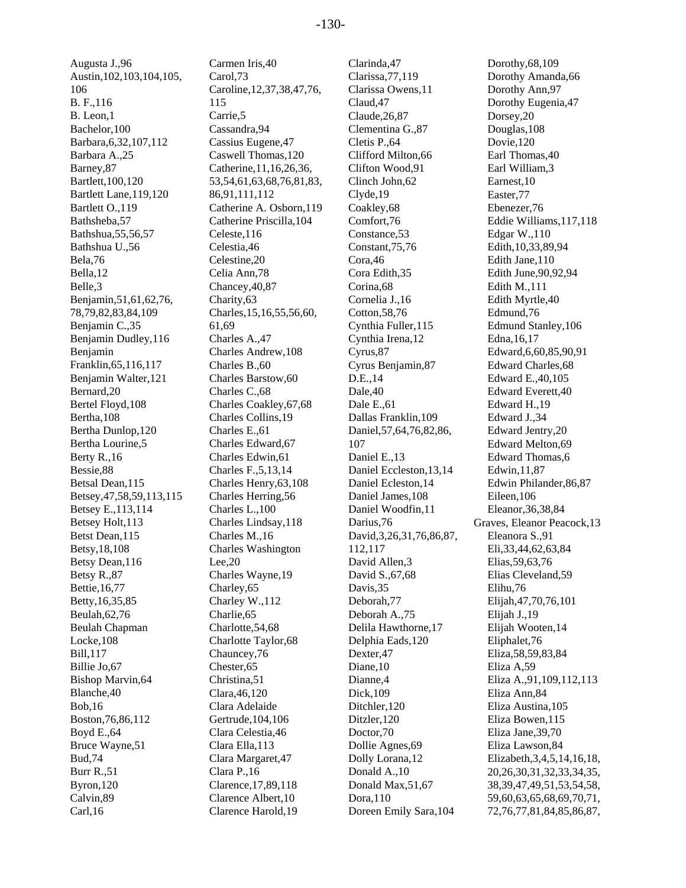Augusta J.,96
Austin,102,103,104,105,106
B. F.,116
B. Leon,1
Bachelor,100
Barbara,6,32,107,112
Barbara A.,25
Barney,87
Bartlett,100,120
Bartlett Lane,119,120
Bartlett O.,119
Bathsheba,57
Bathshua,55,56,57
Bathshua U.,56
Bela,76
Bella,12
Belle,3
Benjamin,51,61,62,76,78,79,82,83,84,109
Benjamin C.,35
Benjamin Dudley,116
Benjamin Franklin,65,116,117
Benjamin Walter,121
Bernard,20
Bertel Floyd,108
Bertha,108
Bertha Dunlop,120
Bertha Lourine,5
Berty R.,16
Bessie,88
Betsal Dean,115
Betsey,47,58,59,113,115
Betsey E.,113,114
Betsey Holt,113
Betst Dean,115
Betsy,18,108
Betsy Dean,116
Betsy R.,87
Bettie,16,77
Betty,16,35,85
Beulah,62,76
Beulah Chapman Locke,108
Bill,117
Billie Jo,67
Bishop Marvin,64
Blanche,40
Bob,16
Boston,76,86,112
Boyd E.,64
Bruce Wayne,51
Bud,74
Burr R.,51
Byron,120
Calvin,89
Carl,16
Carmen Iris,40
Carol,73
Caroline,12,37,38,47,76,115
Carrie,5
Cassandra,94
Cassius Eugene,47
Caswell Thomas,120
Catherine,11,16,26,36,53,54,61,63,68,76,81,83,86,91,111,112
Catherine A. Osborn,119
Catherine Priscilla,104
Celeste,116
Celestia,46
Celestine,20
Celia Ann,78
Chancey,40,87
Charity,63
Charles,15,16,55,56,60,61,69
Charles A.,47
Charles Andrew,108
Charles B.,60
Charles Barstow,60
Charles C.,68
Charles Coakley,67,68
Charles Collins,19
Charles E.,61
Charles Edward,67
Charles Edwin,61
Charles F.,5,13,14
Charles Henry,63,108
Charles Herring,56
Charles L.,100
Charles Lindsay,118
Charles M.,16
Charles Washington Lee,20
Charles Wayne,19
Charley,65
Charley W.,112
Charlie,65
Charlotte,54,68
Charlotte Taylor,68
Chauncey,76
Chester,65
Christina,51
Clara,46,120
Clara Adelaide Gertrude,104,106
Clara Celestia,46
Clara Ella,113
Clara Margaret,47
Clara P.,16
Clarence,17,89,118
Clarence Albert,10
Clarence Harold,19
Clarinda,47
Clarissa,77,119
Clarissa Owens,11
Claud,47
Claude,26,87
Clementina G.,87
Cletis P.,64
Clifford Milton,66
Clifton Wood,91
Clinch John,62
Clyde,19
Coakley,68
Comfort,76
Constance,53
Constant,75,76
Cora,46
Cora Edith,35
Corina,68
Cornelia J.,16
Cotton,58,76
Cynthia Fuller,115
Cynthia Irena,12
Cyrus,87
Cyrus Benjamin,87
D.E.,14
Dale,40
Dale E.,61
Dallas Franklin,109
Daniel,57,64,76,82,86,107
Daniel E.,13
Daniel Eccleston,13,14
Daniel Ecleston,14
Daniel James,108
Daniel Woodfin,11
Darius,76
David,3,26,31,76,86,87,112,117
David Allen,3
David S.,67,68
Davis,35
Deborah,77
Deborah A.,75
Delila Hawthorne,17
Delphia Eads,120
Dexter,47
Diane,10
Dianne,4
Dick,109
Ditchler,120
Ditzler,120
Doctor,70
Dollie Agnes,69
Dolly Lorana,12
Donald A.,10
Donald Max,51,67
Dora,110
Doreen Emily Sara,104
Dorothy,68,109
Dorothy Amanda,66
Dorothy Ann,97
Dorothy Eugenia,47
Dorsey,20
Douglas,108
Dovie,120
Earl Thomas,40
Earl William,3
Earnest,10
Easter,77
Ebenezer,76
Eddie Williams,117,118
Edgar W.,110
Edith,10,33,89,94
Edith Jane,110
Edith June,90,92,94
Edith M.,111
Edith Myrtle,40
Edmund,76
Edmund Stanley,106
Edna,16,17
Edward,6,60,85,90,91
Edward Charles,68
Edward E.,40,105
Edward Everett,40
Edward H.,19
Edward J.,34
Edward Jentry,20
Edward Melton,69
Edward Thomas,6
Edwin,11,87
Edwin Philander,86,87
Eileen,106
Eleanor,36,38,84
Graves, Eleanor Peacock,13
Eleanora S.,91
Eli,33,44,62,63,84
Elias,59,63,76
Elias Cleveland,59
Elihu,76
Elijah,47,70,76,101
Elijah J.,19
Elijah Wooten,14
Eliphalet,76
Eliza,58,59,83,84
Eliza A,59
Eliza A.,91,109,112,113
Eliza Ann,84
Eliza Austina,105
Eliza Bowen,115
Eliza Jane,39,70
Eliza Lawson,84
Elizabeth,3,4,5,14,16,18,20,26,30,31,32,33,34,35,38,39,47,49,51,53,54,58,59,60,63,65,68,69,70,71,72,76,77,81,84,85,86,87,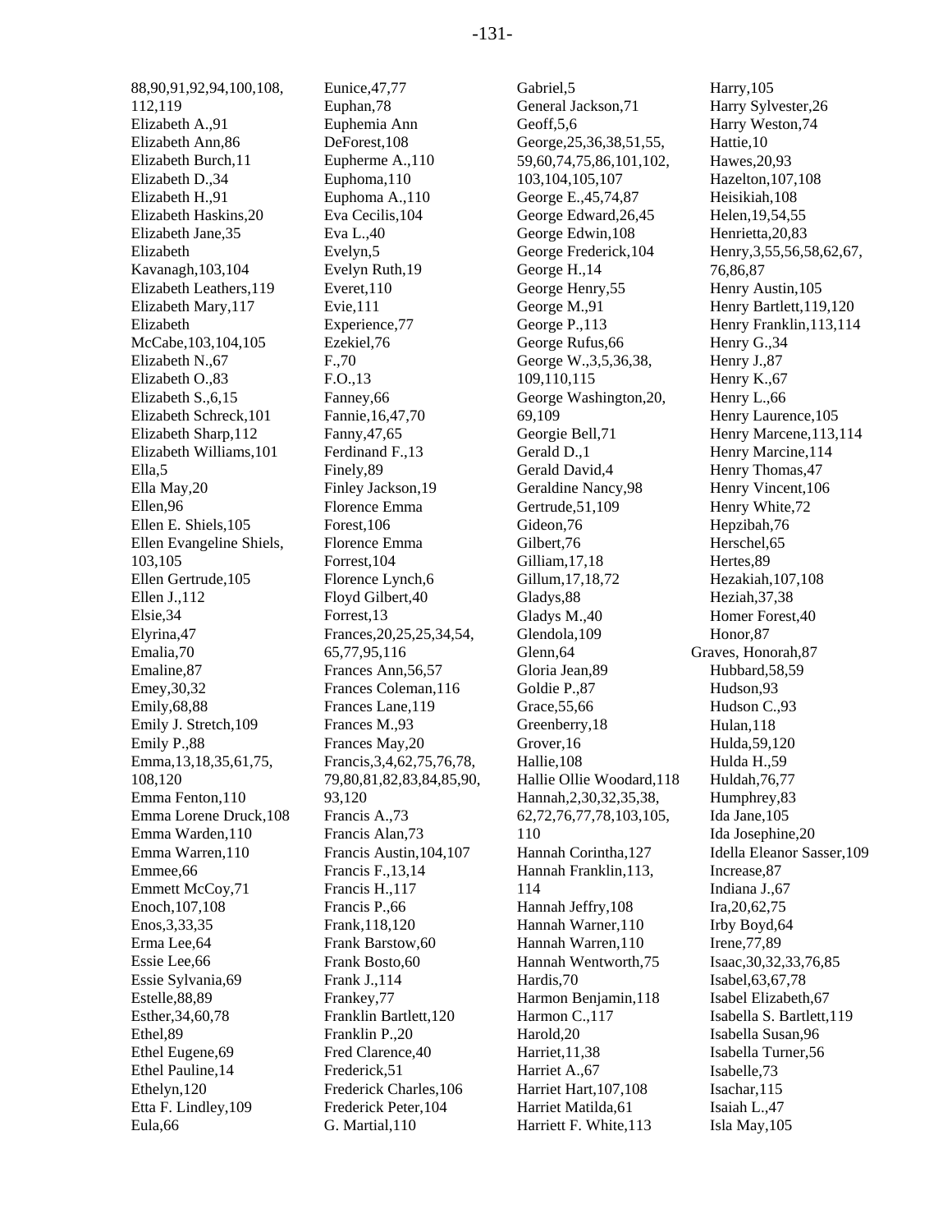88,90,91,92,94,100,108,
112,119
Elizabeth A.,91
Elizabeth Ann,86
Elizabeth Burch,11
Elizabeth D.,34
Elizabeth H.,91
Elizabeth Haskins,20
Elizabeth Jane,35
Elizabeth
Kavanagh,103,104
Elizabeth Leathers,119
Elizabeth Mary,117
Elizabeth
McCabe,103,104,105
Elizabeth N.,67
Elizabeth O.,83
Elizabeth S.,6,15
Elizabeth Schreck,101
Elizabeth Sharp,112
Elizabeth Williams,101
Ella,5
Ella May,20
Ellen,96
Ellen E. Shiels,105
Ellen Evangeline Shiels,
103,105
Ellen Gertrude,105
Ellen J.,112
Elsie,34
Elyrina,47
Emalia,70
Emaline,87
Emey,30,32
Emily,68,88
Emily J. Stretch,109
Emily P.,88
Emma,13,18,35,61,75,
108,120
Emma Fenton,110
Emma Lorene Druck,108
Emma Warden,110
Emma Warren,110
Emmee,66
Emmett McCoy,71
Enoch,107,108
Enos,3,33,35
Erma Lee,64
Essie Lee,66
Essie Sylvania,69
Estelle,88,89
Esther,34,60,78
Ethel,89
Ethel Eugene,69
Ethel Pauline,14
Ethelyn,120
Etta F. Lindley,109
Eula,66
Eunice,47,77
Euphan,78
Euphemia Ann
DeForest,108
Eupherme A.,110
Euphoma,110
Euphoma A.,110
Eva Cecilis,104
Eva L.,40
Evelyn,5
Evelyn Ruth,19
Everet,110
Evie,111
Experience,77
Ezekiel,76
F.,70
F.O.,13
Fanney,66
Fannie,16,47,70
Fanny,47,65
Ferdinand F.,13
Finely,89
Finley Jackson,19
Florence Emma
Forest,106
Florence Emma
Forrest,104
Florence Lynch,6
Floyd Gilbert,40
Forrest,13
Frances,20,25,25,34,54,
65,77,95,116
Frances Ann,56,57
Frances Coleman,116
Frances Lane,119
Frances M.,93
Frances May,20
Francis,3,4,62,75,76,78,
79,80,81,82,83,84,85,90,
93,120
Francis A.,73
Francis Alan,73
Francis Austin,104,107
Francis F.,13,14
Francis H.,117
Francis P.,66
Frank,118,120
Frank Barstow,60
Frank Bosto,60
Frank J.,114
Frankey,77
Franklin Bartlett,120
Franklin P.,20
Fred Clarence,40
Frederick,51
Frederick Charles,106
Frederick Peter,104
G. Martial,110
Gabriel,5
General Jackson,71
Geoff,5,6
George,25,36,38,51,55,
59,60,74,75,86,101,102,
103,104,105,107
George E.,45,74,87
George Edward,26,45
George Edwin,108
George Frederick,104
George H.,14
George Henry,55
George M.,91
George P.,113
George Rufus,66
George W.,3,5,36,38,
109,110,115
George Washington,20,
69,109
Georgie Bell,71
Gerald D.,1
Gerald David,4
Geraldine Nancy,98
Gertrude,51,109
Gideon,76
Gilbert,76
Gilliam,17,18
Gillum,17,18,72
Gladys,88
Gladys M.,40
Glendola,109
Glenn,64
Gloria Jean,89
Goldie P.,87
Grace,55,66
Greenberry,18
Grover,16
Hallie,108
Hallie Ollie Woodard,118
Hannah,2,30,32,35,38,
62,72,76,77,78,103,105,
110
Hannah Corintha,127
Hannah Franklin,113,
114
Hannah Jeffry,108
Hannah Warner,110
Hannah Warren,110
Hannah Wentworth,75
Hardis,70
Harmon Benjamin,118
Harmon C.,117
Harold,20
Harriet,11,38
Harriet A.,67
Harriet Hart,107,108
Harriet Matilda,61
Harriett F. White,113
Harry,105
Harry Sylvester,26
Harry Weston,74
Hattie,10
Hawes,20,93
Hazelton,107,108
Heisikiah,108
Helen,19,54,55
Henrietta,20,83
Henry,3,55,56,58,62,67,
76,86,87
Henry Austin,105
Henry Bartlett,119,120
Henry Franklin,113,114
Henry G.,34
Henry J.,87
Henry K.,67
Henry L.,66
Henry Laurence,105
Henry Marcene,113,114
Henry Marcine,114
Henry Thomas,47
Henry Vincent,106
Henry White,72
Hepzibah,76
Herschel,65
Hertes,89
Hezakiah,107,108
Heziah,37,38
Homer Forest,40
Honor,87
Graves, Honorah,87
Hubbard,58,59
Hudson,93
Hudson C.,93
Hulan,118
Hulda,59,120
Hulda H.,59
Huldah,76,77
Humphrey,83
Ida Jane,105
Ida Josephine,20
Idella Eleanor Sasser,109
Increase,87
Indiana J.,67
Ira,20,62,75
Irby Boyd,64
Irene,77,89
Isaac,30,32,33,76,85
Isabel,63,67,78
Isabel Elizabeth,67
Isabella S. Bartlett,119
Isabella Susan,96
Isabella Turner,56
Isabelle,73
Isachar,115
Isaiah L.,47
Isla May,105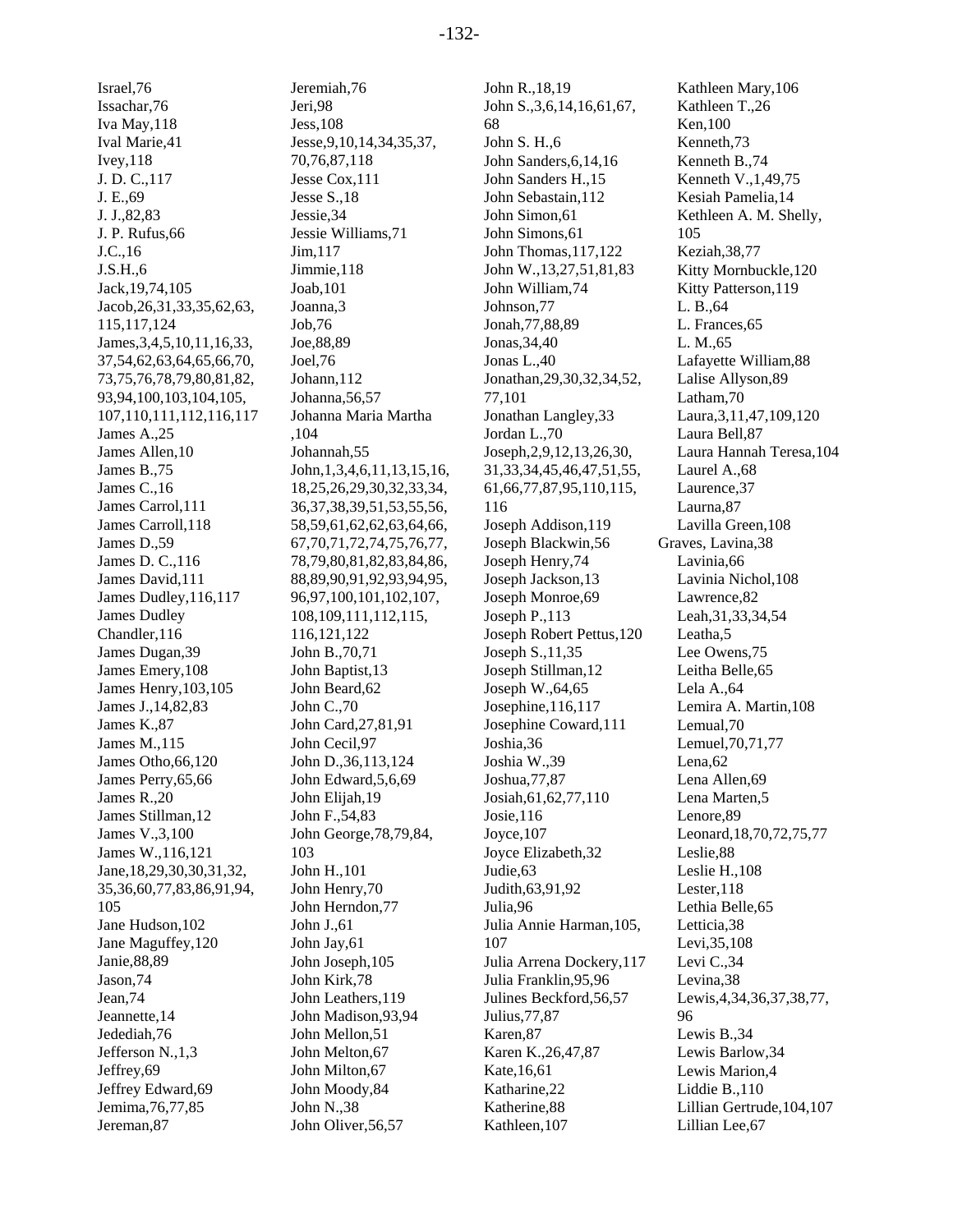Israel,76
Issachar,76
Iva May,118
Ival Marie,41
Ivey,118
J. D. C.,117
J. E.,69
J. J.,82,83
J. P. Rufus,66
J.C.,16
J.S.H.,6
Jack,19,74,105
Jacob,26,31,33,35,62,63,115,117,124
James,3,4,5,10,11,16,33,37,54,62,63,64,65,66,70,73,75,76,78,79,80,81,82,93,94,100,103,104,105,107,110,111,112,116,117
James A.,25
James Allen,10
James B.,75
James C.,16
James Carrol,111
James Carroll,118
James D.,59
James D. C.,116
James David,111
James Dudley,116,117
James Dudley Chandler,116
James Dugan,39
James Emery,108
James Henry,103,105
James J.,14,82,83
James K.,87
James M.,115
James Otho,66,120
James Perry,65,66
James R.,20
James Stillman,12
James V.,3,100
James W.,116,121
Jane,18,29,30,30,31,32,35,36,60,77,83,86,91,94,105
Jane Hudson,102
Jane Maguffey,120
Janie,88,89
Jason,74
Jean,74
Jeannette,14
Jedediah,76
Jefferson N.,1,3
Jeffrey,69
Jeffrey Edward,69
Jemima,76,77,85
Jereman,87
Jeremiah,76
Jeri,98
Jess,108
Jesse,9,10,14,34,35,37,70,76,87,118
Jesse Cox,111
Jesse S.,18
Jessie,34
Jessie Williams,71
Jim,117
Jimmie,118
Joab,101
Joanna,3
Job,76
Joe,88,89
Joel,76
Johann,112
Johanna,56,57
Johanna Maria Martha,104
Johannah,55
John,1,3,4,6,11,13,15,16,18,25,26,29,30,32,33,34,36,37,38,39,51,53,55,56,58,59,61,62,62,63,64,66,67,70,71,72,74,75,76,77,78,79,80,81,82,83,84,86,88,89,90,91,92,93,94,95,96,97,100,101,102,107,108,109,111,112,115,116,121,122
John B.,70,71
John Baptist,13
John Beard,62
John C.,70
John Card,27,81,91
John Cecil,97
John D.,36,113,124
John Edward,5,6,69
John Elijah,19
John F.,54,83
John George,78,79,84,103
John H.,101
John Henry,70
John Herndon,77
John J.,61
John Jay,61
John Joseph,105
John Kirk,78
John Leathers,119
John Madison,93,94
John Mellon,51
John Melton,67
John Milton,67
John Moody,84
John N.,38
John Oliver,56,57
John R.,18,19
John S.,3,6,14,16,61,67,68
John S. H.,6
John Sanders,6,14,16
John Sanders H.,15
John Sebastain,112
John Simon,61
John Simons,61
John Thomas,117,122
John W.,13,27,51,81,83
John William,74
Johnson,77
Jonah,77,88,89
Jonas,34,40
Jonas L.,40
Jonathan,29,30,32,34,52,77,101
Jonathan Langley,33
Jordan L.,70
Joseph,2,9,12,13,26,30,31,33,34,45,46,47,51,55,61,66,77,87,95,110,115,116
Joseph Addison,119
Joseph Blackwin,56
Joseph Henry,74
Joseph Jackson,13
Joseph Monroe,69
Joseph P.,113
Joseph Robert Pettus,120
Joseph S.,11,35
Joseph Stillman,12
Joseph W.,64,65
Josephine,116,117
Josephine Coward,111
Joshia,36
Joshia W.,39
Joshua,77,87
Josiah,61,62,77,110
Josie,116
Joyce,107
Joyce Elizabeth,32
Judie,63
Judith,63,91,92
Julia,96
Julia Annie Harman,105,107
Julia Arrena Dockery,117
Julia Franklin,95,96
Julines Beckford,56,57
Julius,77,87
Karen,87
Karen K.,26,47,87
Kate,16,61
Katharine,22
Katherine,88
Kathleen,107
Kathleen Mary,106
Kathleen T.,26
Ken,100
Kenneth,73
Kenneth B.,74
Kenneth V.,1,49,75
Kesiah Pamelia,14
Kethleen A. M. Shelly,105
Keziah,38,77
Kitty Mornbuckle,120
Kitty Patterson,119
L. B.,64
L. Frances,65
L. M.,65
Lafayette William,88
Lalise Allyson,89
Latham,70
Laura,3,11,47,109,120
Laura Bell,87
Laura Hannah Teresa,104
Laurel A.,68
Laurence,37
Laurna,87
Lavilla Green,108

Graves, Lavina,38
Lavinia,66
Lavinia Nichol,108
Lawrence,82
Leah,31,33,34,54
Leatha,5
Lee Owens,75
Leitha Belle,65
Lela A.,64
Lemira A. Martin,108
Lemual,70
Lemuel,70,71,77
Lena,62
Lena Allen,69
Lena Marten,5
Lenore,89
Leonard,18,70,72,75,77
Leslie,88
Leslie H.,108
Lester,118
Lethia Belle,65
Letticia,38
Levi,35,108
Levi C.,34
Levina,38
Lewis,4,34,36,37,38,77,96
Lewis B.,34
Lewis Barlow,34
Lewis Marion,4
Liddie B.,110
Lillian Gertrude,104,107
Lillian Lee,67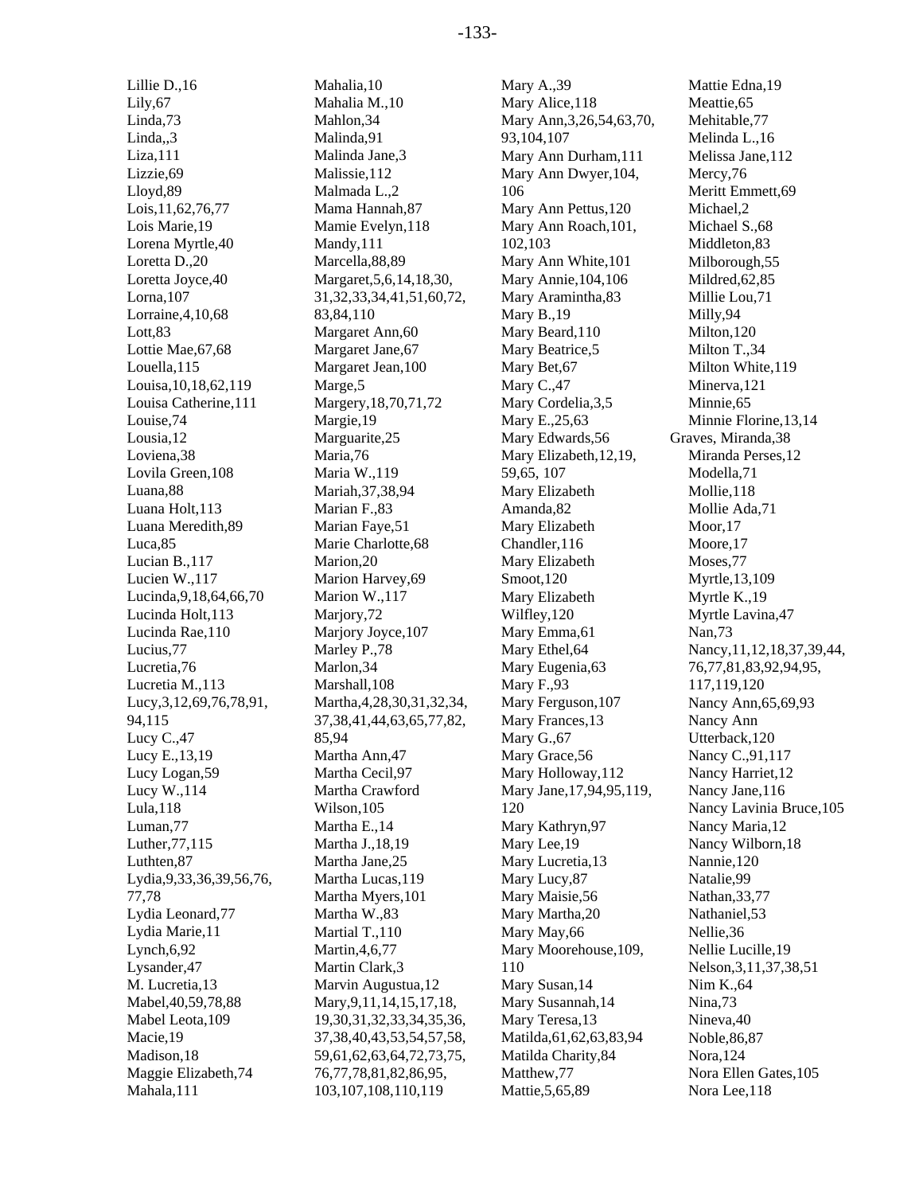Lillie D.,16
Lily,67
Linda,73
Linda,,3
Liza,111
Lizzie,69
Lloyd,89
Lois,11,62,76,77
Lois Marie,19
Lorena Myrtle,40
Loretta D.,20
Loretta Joyce,40
Lorna,107
Lorraine,4,10,68
Lott,83
Lottie Mae,67,68
Louella,115
Louisa,10,18,62,119
Louisa Catherine,111
Louise,74
Lousia,12
Loviena,38
Lovila Green,108
Luana,88
Luana Holt,113
Luana Meredith,89
Luca,85
Lucian B.,117
Lucien W.,117
Lucinda,9,18,64,66,70
Lucinda Holt,113
Lucinda Rae,110
Lucius,77
Lucretia,76
Lucretia M.,113
Lucy,3,12,69,76,78,91,
94,115
Lucy C.,47
Lucy E.,13,19
Lucy Logan,59
Lucy W.,114
Lula,118
Luman,77
Luther,77,115
Luthten,87
Lydia,9,33,36,39,56,76,
77,78
Lydia Leonard,77
Lydia Marie,11
Lynch,6,92
Lysander,47
M. Lucretia,13
Mabel,40,59,78,88
Mabel Leota,109
Macie,19
Madison,18
Maggie Elizabeth,74
Mahala,111

Mahalia,10
Mahalia M.,10
Mahlon,34
Malinda,91
Malinda Jane,3
Malissie,112
Malmada L.,2
Mama Hannah,87
Mamie Evelyn,118
Mandy,111
Marcella,88,89
Margaret,5,6,14,18,30,
31,32,33,34,41,51,60,72,
83,84,110
Margaret Ann,60
Margaret Jane,67
Margaret Jean,100
Marge,5
Margery,18,70,71,72
Margie,19
Marguarite,25
Maria,76
Maria W.,119
Mariah,37,38,94
Marian F.,83
Marian Faye,51
Marie Charlotte,68
Marion,20
Marion Harvey,69
Marion W.,117
Marjory,72
Marjory Joyce,107
Marley P.,78
Marlon,34
Marshall,108
Martha,4,28,30,31,32,34,
37,38,41,44,63,65,77,82,
85,94
Martha Ann,47
Martha Cecil,97
Martha Crawford
Wilson,105
Martha E.,14
Martha J.,18,19
Martha Jane,25
Martha Lucas,119
Martha Myers,101
Martha W.,83
Martial T.,110
Martin,4,6,77
Martin Clark,3
Marvin Augustua,12
Mary,9,11,14,15,17,18,
19,30,31,32,33,34,35,36,
37,38,40,43,53,54,57,58,
59,61,62,63,64,72,73,75,
76,77,78,81,82,86,95,
103,107,108,110,119

Mary A.,39
Mary Alice,118
Mary Ann,3,26,54,63,70,
93,104,107
Mary Ann Durham,111
Mary Ann Dwyer,104,
106
Mary Ann Pettus,120
Mary Ann Roach,101,
102,103
Mary Ann White,101
Mary Annie,104,106
Mary Aramintha,83
Mary B.,19
Mary Beard,110
Mary Beatrice,5
Mary Bet,67
Mary C.,47
Mary Cordelia,3,5
Mary E.,25,63
Mary Edwards,56
Mary Elizabeth,12,19,
59,65, 107
Mary Elizabeth
Amanda,82
Mary Elizabeth
Chandler,116
Mary Elizabeth
Smoot,120
Mary Elizabeth
Wilfley,120
Mary Emma,61
Mary Ethel,64
Mary Eugenia,63
Mary F.,93
Mary Ferguson,107
Mary Frances,13
Mary G.,67
Mary Grace,56
Mary Holloway,112
Mary Jane,17,94,95,119,
120
Mary Kathryn,97
Mary Lee,19
Mary Lucretia,13
Mary Lucy,87
Mary Maisie,56
Mary Martha,20
Mary May,66
Mary Moorehouse,109,
110
Mary Susan,14
Mary Susannah,14
Mary Teresa,13
Matilda,61,62,63,83,94
Matilda Charity,84
Matthew,77
Mattie,5,65,89

Mattie Edna,19
Meattie,65
Mehitable,77
Melinda L.,16
Melissa Jane,112
Mercy,76
Meritt Emmett,69
Michael,2
Michael S.,68
Middleton,83
Milborough,55
Mildred,62,85
Millie Lou,71
Milly,94
Milton,120
Milton T.,34
Milton White,119
Minerva,121
Minnie,65
Minnie Florine,13,14

Graves, Miranda,38
Miranda Perses,12
Modella,71
Mollie,118
Mollie Ada,71
Moor,17
Moore,17
Moses,77
Myrtle,13,109
Myrtle K.,19
Myrtle Lavina,47
Nan,73
Nancy,11,12,18,37,39,44,
76,77,81,83,92,94,95,
117,119,120
Nancy Ann,65,69,93
Nancy Ann
Utterback,120
Nancy C.,91,117
Nancy Harriet,12
Nancy Jane,116
Nancy Lavinia Bruce,105
Nancy Maria,12
Nancy Wilborn,18
Nannie,120
Natalie,99
Nathan,33,77
Nathaniel,53
Nellie,36
Nellie Lucille,19
Nelson,3,11,37,38,51
Nim K.,64
Nina,73
Nineva,40
Noble,86,87
Nora,124
Nora Ellen Gates,105
Nora Lee,118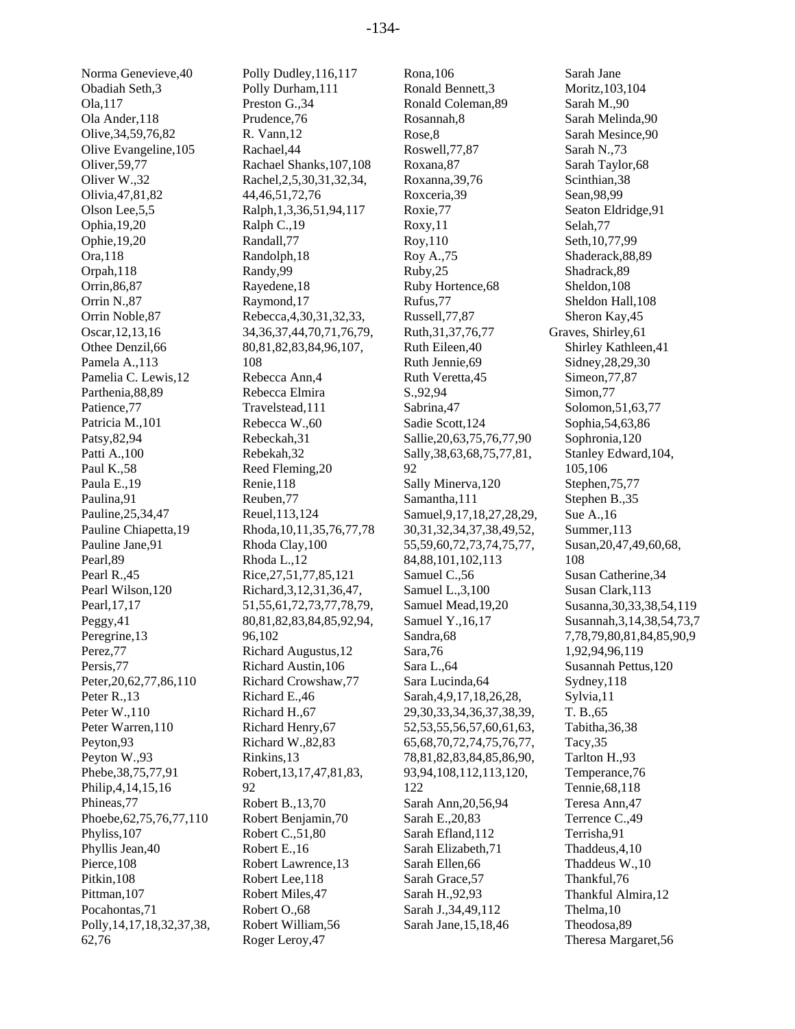Norma Genevieve,40
Obadiah Seth,3
Ola,117
Ola Ander,118
Olive,34,59,76,82
Olive Evangeline,105
Oliver,59,77
Oliver W.,32
Olivia,47,81,82
Olson Lee,5,5
Ophia,19,20
Ophie,19,20
Ora,118
Orpah,118
Orrin,86,87
Orrin N.,87
Orrin Noble,87
Oscar,12,13,16
Othee Denzil,66
Pamela A.,113
Pamelia C. Lewis,12
Parthenia,88,89
Patience,77
Patricia M.,101
Patsy,82,94
Patti A.,100
Paul K.,58
Paula E.,19
Paulina,91
Pauline,25,34,47
Pauline Chiapetta,19
Pauline Jane,91
Pearl,89
Pearl R.,45
Pearl Wilson,120
Pearl,17,17
Peggy,41
Peregrine,13
Perez,77
Persis,77
Peter,20,62,77,86,110
Peter R.,13
Peter W.,110
Peter Warren,110
Peyton,93
Peyton W.,93
Phebe,38,75,77,91
Philip,4,14,15,16
Phineas,77
Phoebe,62,75,76,77,110
Phyliss,107
Phyllis Jean,40
Pierce,108
Pitkin,108
Pittman,107
Pocahontas,71
Polly,14,17,18,32,37,38,62,76
Polly Dudley,116,117
Polly Durham,111
Preston G.,34
Prudence,76
R. Vann,12
Rachael,44
Rachael Shanks,107,108
Rachel,2,5,30,31,32,34,44,46,51,72,76
Ralph,1,3,36,51,94,117
Ralph C.,19
Randall,77
Randolph,18
Randy,99
Rayedene,18
Raymond,17
Rebecca,4,30,31,32,33,34,36,37,44,70,71,76,79,80,81,82,83,84,96,107,108
Rebecca Ann,4
Rebecca Elmira Travelstead,111
Rebecca W.,60
Rebeckah,31
Rebekah,32
Reed Fleming,20
Renie,118
Reuben,77
Reuel,113,124
Rhoda,10,11,35,76,77,78
Rhoda Clay,100
Rhoda L.,12
Rice,27,51,77,85,121
Richard,3,12,31,36,47,51,55,61,72,73,77,78,79,80,81,82,83,84,85,92,94,96,102
Richard Augustus,12
Richard Austin,106
Richard Crowshaw,77
Richard E.,46
Richard H.,67
Richard Henry,67
Richard W.,82,83
Rinkins,13
Robert,13,17,47,81,83,92
Robert B.,13,70
Robert Benjamin,70
Robert C.,51,80
Robert E.,16
Robert Lawrence,13
Robert Lee,118
Robert Miles,47
Robert O.,68
Robert William,56
Roger Leroy,47
Rona,106
Ronald Bennett,3
Ronald Coleman,89
Rosannah,8
Rose,8
Roswell,77,87
Roxana,87
Roxanna,39,76
Roxceria,39
Roxie,77
Roxy,11
Roy,110
Roy A.,75
Ruby,25
Ruby Hortence,68
Rufus,77
Russell,77,87
Ruth,31,37,76,77
Ruth Eileen,40
Ruth Jennie,69
Ruth Veretta,45
S.,92,94
Sabrina,47
Sadie Scott,124
Sallie,20,63,75,76,77,90
Sally,38,63,68,75,77,81,92
Sally Minerva,120
Samantha,111
Samuel,9,17,18,27,28,29,30,31,32,34,37,38,49,52,55,59,60,72,73,74,75,77,84,88,101,102,113
Samuel C.,56
Samuel L.,3,100
Samuel Mead,19,20
Samuel Y.,16,17
Sandra,68
Sara,76
Sara L.,64
Sara Lucinda,64
Sarah,4,9,17,18,26,28,29,30,33,34,36,37,38,39,52,53,55,56,57,60,61,63,65,68,70,72,74,75,76,77,78,81,82,83,84,85,86,90,93,94,108,112,113,120,122
Sarah Ann,20,56,94
Sarah E.,20,83
Sarah Efland,112
Sarah Elizabeth,71
Sarah Ellen,66
Sarah Grace,57
Sarah H.,92,93
Sarah J.,34,49,112
Sarah Jane,15,18,46
Sarah Jane Moritz,103,104
Sarah M.,90
Sarah Melinda,90
Sarah Mesince,90
Sarah N.,73
Sarah Taylor,68
Scinthian,38
Sean,98,99
Seaton Eldridge,91
Selah,77
Seth,10,77,99
Shaderack,88,89
Shadrack,89
Sheldon,108
Sheldon Hall,108
Sheron Kay,45
Graves, Shirley,61
Shirley Kathleen,41
Sidney,28,29,30
Simeon,77,87
Simon,77
Solomon,51,63,77
Sophia,54,63,86
Sophronia,120
Stanley Edward,104,105,106
Stephen,75,77
Stephen B.,35
Sue A.,16
Summer,113
Susan,20,47,49,60,68,108
Susan Catherine,34
Susan Clark,113
Susanna,30,33,38,54,119
Susannah,3,14,38,54,73,77,78,79,80,81,84,85,90,91,92,94,96,119
Susannah Pettus,120
Sydney,118
Sylvia,11
T. B.,65
Tabitha,36,38
Tacy,35
Tarlton H.,93
Temperance,76
Tennie,68,118
Teresa Ann,47
Terrence C.,49
Terrisha,91
Thaddeus,4,10
Thaddeus W.,10
Thankful,76
Thankful Almira,12
Thelma,10
Theodosa,89
Theresa Margaret,56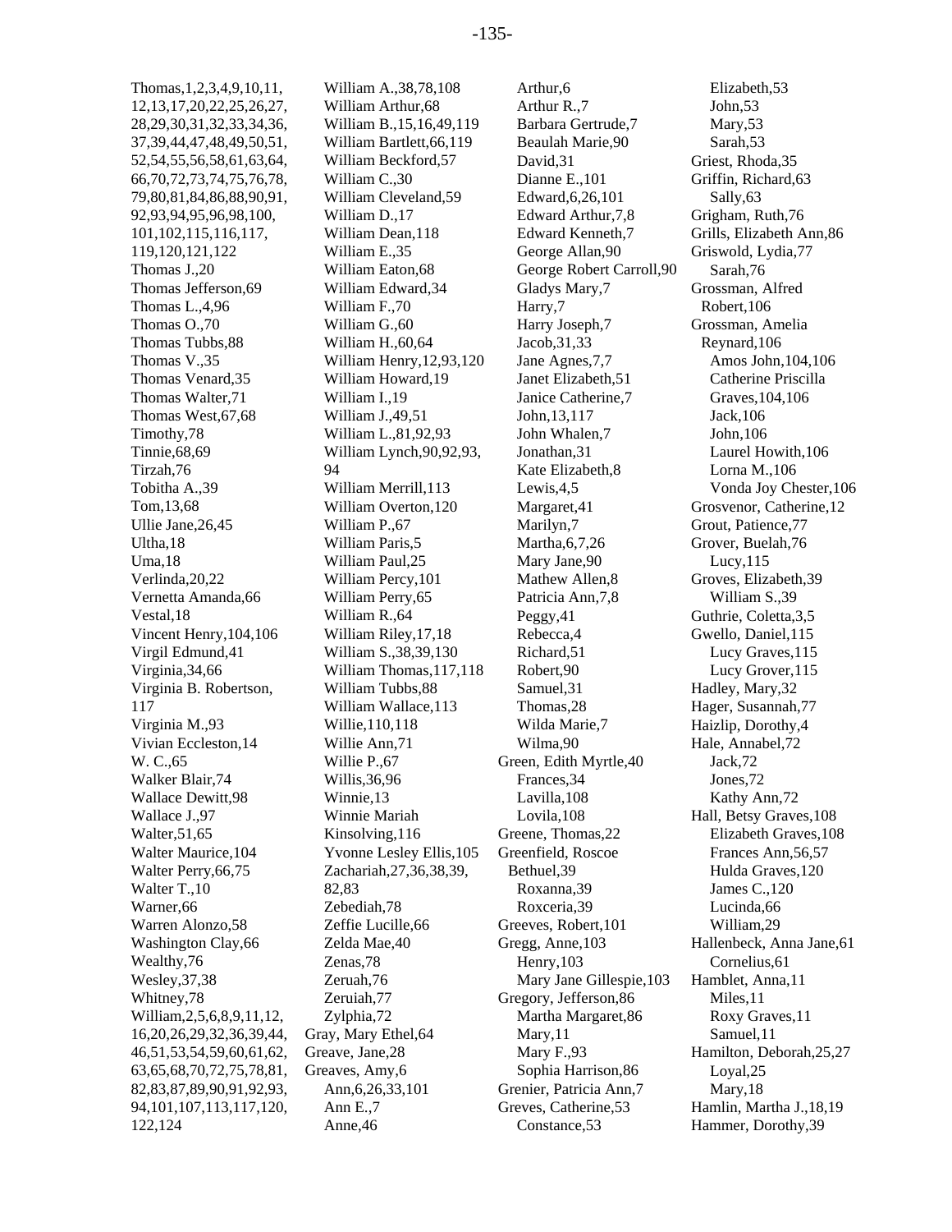Thomas,1,2,3,4,9,10,11,12,13,17,20,22,25,26,27,28,29,30,31,32,33,34,36,37,39,44,47,48,49,50,51,52,54,55,56,58,61,63,64,66,70,72,73,74,75,76,78,79,80,81,84,86,88,90,91,92,93,94,95,96,98,100,101,102,115,116,117,119,120,121,122
Thomas J.,20
Thomas Jefferson,69
Thomas L.,4,96
Thomas O.,70
Thomas Tubbs,88
Thomas V.,35
Thomas Venard,35
Thomas Walter,71
Thomas West,67,68
Timothy,78
Tinnie,68,69
Tirzah,76
Tobitha A.,39
Tom,13,68
Ullie Jane,26,45
Ultha,18
Uma,18
Verlinda,20,22
Vernetta Amanda,66
Vestal,18
Vincent Henry,104,106
Virgil Edmund,41
Virginia,34,66
Virginia B. Robertson, 117
Virginia M.,93
Vivian Eccleston,14
W. C.,65
Walker Blair,74
Wallace Dewitt,98
Wallace J.,97
Walter,51,65
Walter Maurice,104
Walter Perry,66,75
Walter T.,10
Warner,66
Warren Alonzo,58
Washington Clay,66
Wealthy,76
Wesley,37,38
Whitney,78
William,2,5,6,8,9,11,12,16,20,26,29,32,36,39,44,46,51,53,54,59,60,61,62,63,65,68,70,72,75,78,81,82,83,87,89,90,91,92,93,94,101,107,113,117,120,122,124
William A.,38,78,108
William Arthur,68
William B.,15,16,49,119
William Bartlett,66,119
William Beckford,57
William C.,30
William Cleveland,59
William D.,17
William Dean,118
William E.,35
William Eaton,68
William Edward,34
William F.,70
William G.,60
William H.,60,64
William Henry,12,93,120
William Howard,19
William I.,19
William J.,49,51
William L.,81,92,93
William Lynch,90,92,93,94
William Merrill,113
William Overton,120
William P.,67
William Paris,5
William Paul,25
William Percy,101
William Perry,65
William R.,64
William Riley,17,18
William S.,38,39,130
William Thomas,117,118
William Tubbs,88
William Wallace,113
Willie,110,118
Willie Ann,71
Willie P.,67
Willis,36,96
Winnie,13
Winnie Mariah Kinsolving,116
Yvonne Lesley Ellis,105
Zachariah,27,36,38,39,82,83
Zebediah,78
Zeffie Lucille,66
Zelda Mae,40
Zenas,78
Zeruah,76
Zeruiah,77
Zylphia,72

Gray, Mary Ethel,64
Greave, Jane,28
Greaves, Amy,6
  Ann,6,26,33,101
  Ann E.,7
  Anne,46
  Arthur,6
  Arthur R.,7
  Barbara Gertrude,7
  Beaulah Marie,90
  David,31
  Dianne E.,101
  Edward,6,26,101
  Edward Arthur,7,8
  Edward Kenneth,7
  George Allan,90
  George Robert Carroll,90
  Gladys Mary,7
  Harry,7
  Harry Joseph,7
  Jacob,31,33
  Jane Agnes,7,7
  Janet Elizabeth,51
  Janice Catherine,7
  John,13,117
  John Whalen,7
  Jonathan,31
  Kate Elizabeth,8
  Lewis,4,5
  Margaret,41
  Marilyn,7
  Martha,6,7,26
  Mary Jane,90
  Mathew Allen,8
  Patricia Ann,7,8
  Peggy,41
  Rebecca,4
  Richard,51
  Robert,90
  Samuel,31
  Thomas,28
  Wilda Marie,7
  Wilma,90
Green, Edith Myrtle,40
  Frances,34
  Lavilla,108
  Lovila,108
Greene, Thomas,22
Greenfield, Roscoe Bethuel,39
  Roxanna,39
  Roxceria,39
Greeves, Robert,101
Gregg, Anne,103
  Henry,103
  Mary Jane Gillespie,103
Gregory, Jefferson,86
  Martha Margaret,86
  Mary,11
  Mary F.,93
  Sophia Harrison,86
Grenier, Patricia Ann,7
Greves, Catherine,53
  Constance,53
  Elizabeth,53
  John,53
  Mary,53
  Sarah,53
Griest, Rhoda,35
Griffin, Richard,63
  Sally,63
Grigham, Ruth,76
Grills, Elizabeth Ann,86
Griswold, Lydia,77
  Sarah,76
Grossman, Alfred Robert,106
Grossman, Amelia Reynard,106
  Amos John,104,106
  Catherine Priscilla Graves,104,106
  Jack,106
  John,106
  Laurel Howith,106
  Lorna M.,106
  Vonda Joy Chester,106
Grosvenor, Catherine,12
Grout, Patience,77
Grover, Buelah,76
  Lucy,115
Groves, Elizabeth,39
  William S.,39
Guthrie, Coletta,3,5
Gwello, Daniel,115
  Lucy Graves,115
  Lucy Grover,115
Hadley, Mary,32
Hager, Susannah,77
Haizlip, Dorothy,4
Hale, Annabel,72
  Jack,72
  Jones,72
  Kathy Ann,72
Hall, Betsy Graves,108
  Elizabeth Graves,108
  Frances Ann,56,57
  Hulda Graves,120
  James C.,120
  Lucinda,66
  William,29
Hallenbeck, Anna Jane,61
  Cornelius,61
Hamblet, Anna,11
  Miles,11
  Roxy Graves,11
  Samuel,11
Hamilton, Deborah,25,27
  Loyal,25
  Mary,18
Hamlin, Martha J.,18,19
Hammer, Dorothy,39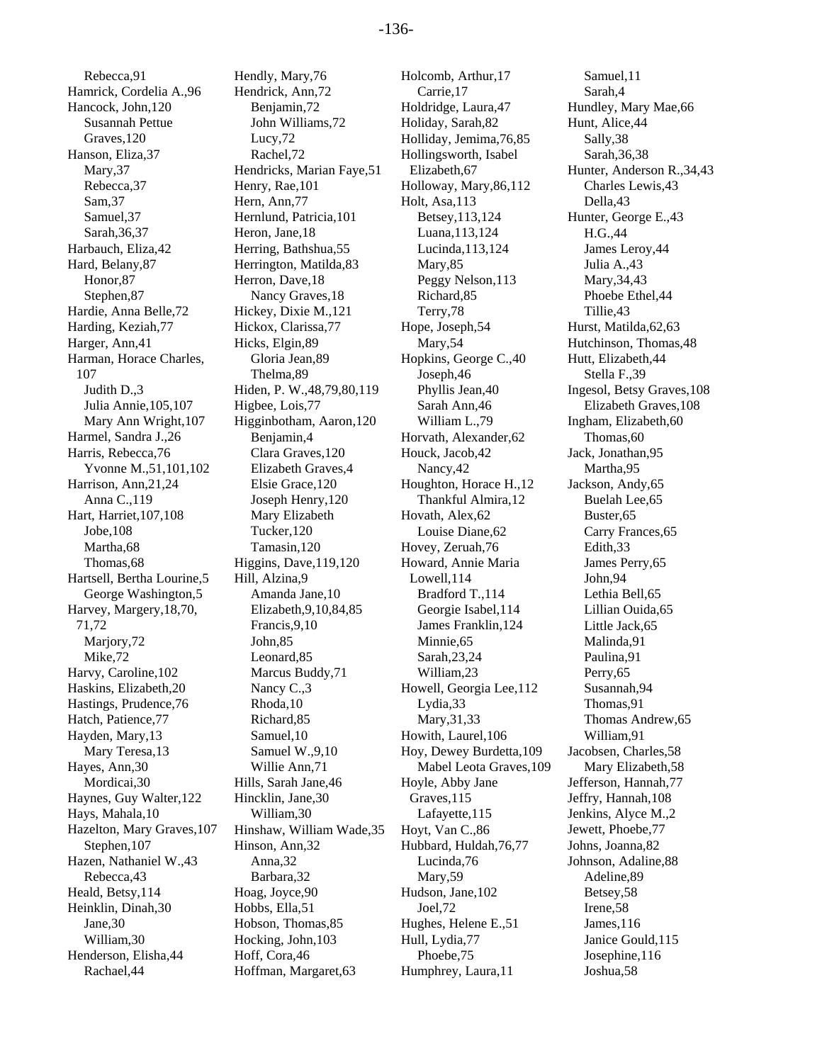Rebecca,91
Hamrick, Cordelia A.,96
Hancock, John,120
Susannah Pettue Graves,120
Hanson, Eliza,37
Mary,37
Rebecca,37
Sam,37
Samuel,37
Sarah,36,37
Harbauch, Eliza,42
Hard, Belany,87
Honor,87
Stephen,87
Hardie, Anna Belle,72
Harding, Keziah,77
Harger, Ann,41
Harman, Horace Charles, 107
Judith D.,3
Julia Annie,105,107
Mary Ann Wright,107
Harmel, Sandra J.,26
Harris, Rebecca,76
Yvonne M.,51,101,102
Harrison, Ann,21,24
Anna C.,119
Hart, Harriet,107,108
Jobe,108
Martha,68
Thomas,68
Hartsell, Bertha Lourine,5
George Washington,5
Harvey, Margery,18,70, 71,72
Marjory,72
Mike,72
Harvy, Caroline,102
Haskins, Elizabeth,20
Hastings, Prudence,76
Hatch, Patience,77
Hayden, Mary,13
Mary Teresa,13
Hayes, Ann,30
Mordicai,30
Haynes, Guy Walter,122
Hays, Mahala,10
Hazelton, Mary Graves,107
Stephen,107
Hazen, Nathaniel W.,43
Rebecca,43
Heald, Betsy,114
Heinklin, Dinah,30
Jane,30
William,30
Henderson, Elisha,44
Rachael,44
Hendly, Mary,76
Hendrick, Ann,72
Benjamin,72
John Williams,72
Lucy,72
Rachel,72
Hendricks, Marian Faye,51
Henry, Rae,101
Hern, Ann,77
Hernlund, Patricia,101
Heron, Jane,18
Herring, Bathshua,55
Herrington, Matilda,83
Herron, Dave,18
Nancy Graves,18
Hickey, Dixie M.,121
Hickox, Clarissa,77
Hicks, Elgin,89
Gloria Jean,89
Thelma,89
Hiden, P. W.,48,79,80,119
Higbee, Lois,77
Higginbotham, Aaron,120
Benjamin,4
Clara Graves,120
Elizabeth Graves,4
Elsie Grace,120
Joseph Henry,120
Mary Elizabeth Tucker,120
Tamasin,120
Higgins, Dave,119,120
Hill, Alzina,9
Amanda Jane,10
Elizabeth,9,10,84,85
Francis,9,10
John,85
Leonard,85
Marcus Buddy,71
Nancy C.,3
Rhoda,10
Richard,85
Samuel,10
Samuel W.,9,10
Willie Ann,71
Hills, Sarah Jane,46
Hincklin, Jane,30
William,30
Hinshaw, William Wade,35
Hinson, Ann,32
Anna,32
Barbara,32
Hoag, Joyce,90
Hobbs, Ella,51
Hobson, Thomas,85
Hocking, John,103
Hoff, Cora,46
Hoffman, Margaret,63
Holcomb, Arthur,17
Carrie,17
Holdridge, Laura,47
Holiday, Sarah,82
Holliday, Jemima,76,85
Hollingsworth, Isabel Elizabeth,67
Holloway, Mary,86,112
Holt, Asa,113
Betsey,113,124
Luana,113,124
Lucinda,113,124
Mary,85
Peggy Nelson,113
Richard,85
Terry,78
Hope, Joseph,54
Mary,54
Hopkins, George C.,40
Joseph,46
Phyllis Jean,40
Sarah Ann,46
William L.,79
Horvath, Alexander,62
Houck, Jacob,42
Nancy,42
Houghton, Horace H.,12
Thankful Almira,12
Hovath, Alex,62
Louise Diane,62
Hovey, Zeruah,76
Howard, Annie Maria Lowell,114
Bradford T.,114
Georgie Isabel,114
James Franklin,124
Minnie,65
Sarah,23,24
William,23
Howell, Georgia Lee,112
Lydia,33
Mary,31,33
Howith, Laurel,106
Hoy, Dewey Burdetta,109
Mabel Leota Graves,109
Hoyle, Abby Jane Graves,115
Lafayette,115
Hoyt, Van C.,86
Hubbard, Huldah,76,77
Lucinda,76
Mary,59
Hudson, Jane,102
Joel,72
Hughes, Helene E.,51
Hull, Lydia,77
Phoebe,75
Humphrey, Laura,11
Samuel,11
Sarah,4
Hundley, Mary Mae,66
Hunt, Alice,44
Sally,38
Sarah,36,38
Hunter, Anderson R.,34,43
Charles Lewis,43
Della,43
Hunter, George E.,43
H.G.,44
James Leroy,44
Julia A.,43
Mary,34,43
Phoebe Ethel,44
Tillie,43
Hurst, Matilda,62,63
Hutchinson, Thomas,48
Hutt, Elizabeth,44
Stella F.,39
Ingesol, Betsy Graves,108
Elizabeth Graves,108
Ingham, Elizabeth,60
Thomas,60
Jack, Jonathan,95
Martha,95
Jackson, Andy,65
Buelah Lee,65
Buster,65
Carry Frances,65
Edith,33
James Perry,65
John,94
Lethia Bell,65
Lillian Ouida,65
Little Jack,65
Malinda,91
Paulina,91
Perry,65
Susannah,94
Thomas,91
Thomas Andrew,65
William,91
Jacobsen, Charles,58
Mary Elizabeth,58
Jefferson, Hannah,77
Jeffry, Hannah,108
Jenkins, Alyce M.,2
Jewett, Phoebe,77
Johns, Joanna,82
Johnson, Adaline,88
Adeline,89
Betsey,58
Irene,58
James,116
Janice Gould,115
Josephine,116
Joshua,58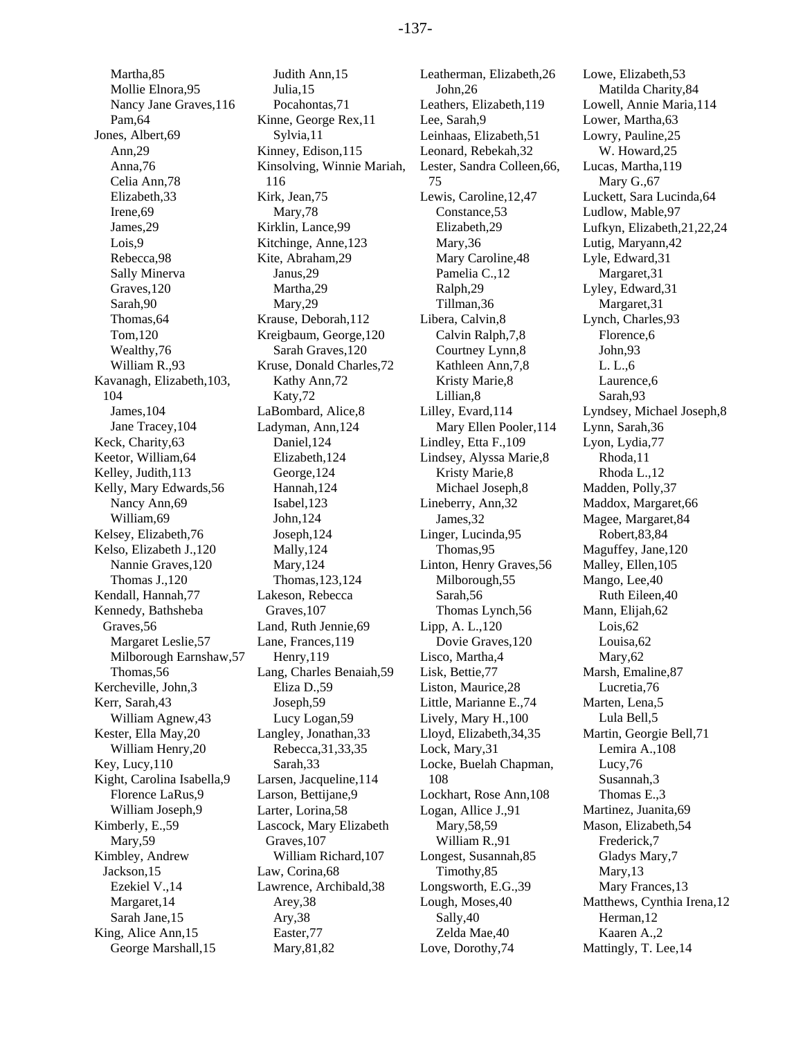Martha,85
Mollie Elnora,95
Nancy Jane Graves,116
Pam,64
Jones, Albert,69
Ann,29
Anna,76
Celia Ann,78
Elizabeth,33
Irene,69
James,29
Lois,9
Rebecca,98
Sally Minerva Graves,120
Sarah,90
Thomas,64
Tom,120
Wealthy,76
William R.,93
Kavanagh, Elizabeth,103, 104
James,104
Jane Tracey,104
Keck, Charity,63
Keetor, William,64
Kelley, Judith,113
Kelly, Mary Edwards,56
Nancy Ann,69
William,69
Kelsey, Elizabeth,76
Kelso, Elizabeth J.,120
Nannie Graves,120
Thomas J.,120
Kendall, Hannah,77
Kennedy, Bathsheba Graves,56
Margaret Leslie,57
Milborough Earnshaw,57
Thomas,56
Kercheville, John,3
Kerr, Sarah,43
William Agnew,43
Kester, Ella May,20
William Henry,20
Key, Lucy,110
Kight, Carolina Isabella,9
Florence LaRus,9
William Joseph,9
Kimberly, E.,59
Mary,59
Kimbley, Andrew Jackson,15
Ezekiel V.,14
Margaret,14
Sarah Jane,15
King, Alice Ann,15
George Marshall,15
Judith Ann,15
Julia,15
Pocahontas,71
Kinne, George Rex,11
Sylvia,11
Kinney, Edison,115
Kinsolving, Winnie Mariah, 116
Kirk, Jean,75
Mary,78
Kirklin, Lance,99
Kitchinge, Anne,123
Kite, Abraham,29
Janus,29
Martha,29
Mary,29
Krause, Deborah,112
Kreigbaum, George,120
Sarah Graves,120
Kruse, Donald Charles,72
Kathy Ann,72
Katy,72
LaBombard, Alice,8
Ladyman, Ann,124
Daniel,124
Elizabeth,124
George,124
Hannah,124
Isabel,123
John,124
Joseph,124
Mally,124
Mary,124
Thomas,123,124
Lakeson, Rebecca Graves,107
Land, Ruth Jennie,69
Lane, Frances,119
Henry,119
Lang, Charles Benaiah,59
Eliza D.,59
Joseph,59
Lucy Logan,59
Langley, Jonathan,33
Rebecca,31,33,35
Sarah,33
Larsen, Jacqueline,114
Larson, Bettijane,9
Larter, Lorina,58
Lascock, Mary Elizabeth Graves,107
William Richard,107
Law, Corina,68
Lawrence, Archibald,38
Arey,38
Ary,38
Easter,77
Mary,81,82
Leatherman, Elizabeth,26
John,26
Leathers, Elizabeth,119
Lee, Sarah,9
Leinhaas, Elizabeth,51
Leonard, Rebekah,32
Lester, Sandra Colleen,66, 75
Lewis, Caroline,12,47
Constance,53
Elizabeth,29
Mary,36
Mary Caroline,48
Pamelia C.,12
Ralph,29
Tillman,36
Libera, Calvin,8
Calvin Ralph,7,8
Courtney Lynn,8
Kathleen Ann,7,8
Kristy Marie,8
Lillian,8
Lilley, Evard,114
Mary Ellen Pooler,114
Lindley, Etta F.,109
Lindsey, Alyssa Marie,8
Kristy Marie,8
Michael Joseph,8
Lineberry, Ann,32
James,32
Linger, Lucinda,95
Thomas,95
Linton, Henry Graves,56
Milborough,55
Sarah,56
Thomas Lynch,56
Lipp, A. L.,120
Dovie Graves,120
Lisco, Martha,4
Lisk, Bettie,77
Liston, Maurice,28
Little, Marianne E.,74
Lively, Mary H.,100
Lloyd, Elizabeth,34,35
Lock, Mary,31
Locke, Buelah Chapman, 108
Lockhart, Rose Ann,108
Logan, Allice J.,91
Mary,58,59
William R.,91
Longest, Susannah,85
Timothy,85
Longsworth, E.G.,39
Lough, Moses,40
Sally,40
Zelda Mae,40
Love, Dorothy,74
Lowe, Elizabeth,53
Matilda Charity,84
Lowell, Annie Maria,114
Lower, Martha,63
Lowry, Pauline,25
W. Howard,25
Lucas, Martha,119
Mary G.,67
Luckett, Sara Lucinda,64
Ludlow, Mable,97
Lufkyn, Elizabeth,21,22,24
Lutig, Maryann,42
Lyle, Edward,31
Margaret,31
Lyley, Edward,31
Margaret,31
Lynch, Charles,93
Florence,6
John,93
L. L.,6
Laurence,6
Sarah,93
Lyndsey, Michael Joseph,8
Lynn, Sarah,36
Lyon, Lydia,77
Rhoda,11
Rhoda L.,12
Madden, Polly,37
Maddox, Margaret,66
Magee, Margaret,84
Robert,83,84
Maguffey, Jane,120
Malley, Ellen,105
Mango, Lee,40
Ruth Eileen,40
Mann, Elijah,62
Lois,62
Louisa,62
Mary,62
Marsh, Emaline,87
Lucretia,76
Marten, Lena,5
Lula Bell,5
Martin, Georgie Bell,71
Lemira A.,108
Lucy,76
Susannah,3
Thomas E.,3
Martinez, Juanita,69
Mason, Elizabeth,54
Frederick,7
Gladys Mary,7
Mary,13
Mary Frances,13
Matthews, Cynthia Irena,12
Herman,12
Kaaren A.,2
Mattingly, T. Lee,14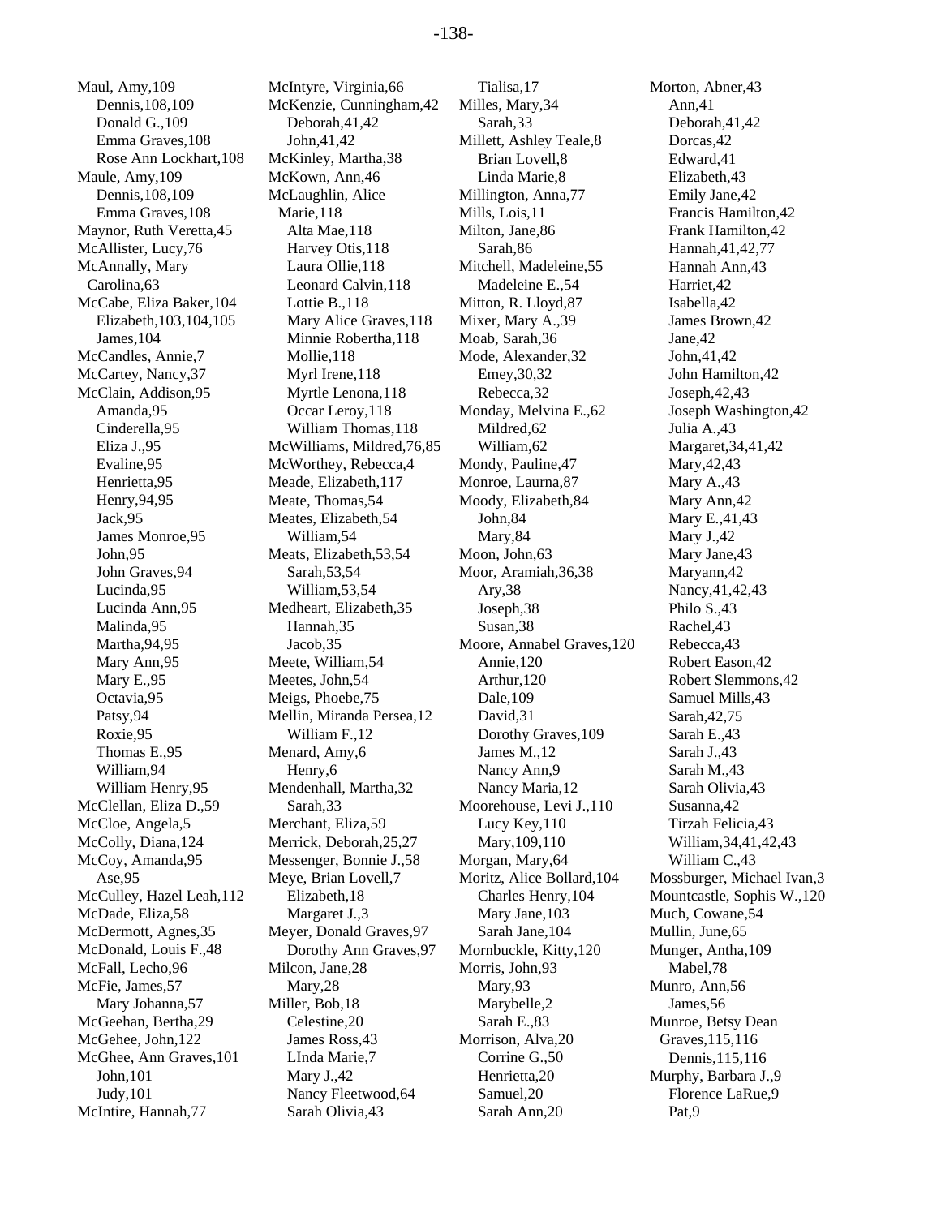Maul, Amy,109
    Dennis,108,109
    Donald G.,109
    Emma Graves,108
    Rose Ann Lockhart,108
Maule, Amy,109
    Dennis,108,109
    Emma Graves,108
Maynor, Ruth Veretta,45
McAllister, Lucy,76
McAnnally, Mary Carolina,63
McCabe, Eliza Baker,104
    Elizabeth,103,104,105
    James,104
McCandles, Annie,7
McCartey, Nancy,37
McClain, Addison,95
    Amanda,95
    Cinderella,95
    Eliza J.,95
    Evaline,95
    Henrietta,95
    Henry,94,95
    Jack,95
    James Monroe,95
    John,95
    John Graves,94
    Lucinda,95
    Lucinda Ann,95
    Malinda,95
    Martha,94,95
    Mary Ann,95
    Mary E.,95
    Octavia,95
    Patsy,94
    Roxie,95
    Thomas E.,95
    William,94
    William Henry,95
McClellan, Eliza D.,59
McCloe, Angela,5
McColly, Diana,124
McCoy, Amanda,95
    Ase,95
McCulley, Hazel Leah,112
McDade, Eliza,58
McDermott, Agnes,35
McDonald, Louis F.,48
McFall, Lecho,96
McFie, James,57
    Mary Johanna,57
McGeehan, Bertha,29
McGehee, John,122
McGhee, Ann Graves,101
    John,101
    Judy,101
McIntire, Hannah,77
McIntyre, Virginia,66
McKenzie, Cunningham,42
    Deborah,41,42
    John,41,42
McKinley, Martha,38
McKown, Ann,46
McLaughlin, Alice Marie,118
    Alta Mae,118
    Harvey Otis,118
    Laura Ollie,118
    Leonard Calvin,118
    Lottie B.,118
    Mary Alice Graves,118
    Minnie Robertha,118
    Mollie,118
    Myrl Irene,118
    Myrtle Lenona,118
    Occar Leroy,118
    William Thomas,118
McWilliams, Mildred,76,85
McWorthey, Rebecca,4
Meade, Elizabeth,117
Meate, Thomas,54
Meates, Elizabeth,54
    William,54
Meats, Elizabeth,53,54
    Sarah,53,54
    William,53,54
Medheart, Elizabeth,35
    Hannah,35
    Jacob,35
Meete, William,54
Meetes, John,54
Meigs, Phoebe,75
Mellin, Miranda Persea,12
    William F.,12
Menard, Amy,6
    Henry,6
Mendenhall, Martha,32
    Sarah,33
Merchant, Eliza,59
Merrick, Deborah,25,27
Messenger, Bonnie J.,58
Meye, Brian Lovell,7
    Elizabeth,18
    Margaret J.,3
Meyer, Donald Graves,97
    Dorothy Ann Graves,97
Milcon, Jane,28
    Mary,28
Miller, Bob,18
    Celestine,20
    James Ross,43
    LInda Marie,7
    Mary J.,42
    Nancy Fleetwood,64
    Sarah Olivia,43
    Tialisa,17
Milles, Mary,34
    Sarah,33
Millett, Ashley Teale,8
    Brian Lovell,8
    Linda Marie,8
Millington, Anna,77
Mills, Lois,11
Milton, Jane,86
    Sarah,86
Mitchell, Madeleine,55
    Madeleine E.,54
Mitton, R. Lloyd,87
Mixer, Mary A.,39
Moab, Sarah,36
Mode, Alexander,32
    Emey,30,32
    Rebecca,32
Monday, Melvina E.,62
    Mildred,62
    William,62
Mondy, Pauline,47
Monroe, Laurna,87
Moody, Elizabeth,84
    John,84
    Mary,84
Moon, John,63
Moor, Aramiah,36,38
    Ary,38
    Joseph,38
    Susan,38
Moore, Annabel Graves,120
    Annie,120
    Arthur,120
    Dale,109
    David,31
    Dorothy Graves,109
    James M.,12
    Nancy Ann,9
    Nancy Maria,12
Moorehouse, Levi J.,110
    Lucy Key,110
    Mary,109,110
Morgan, Mary,64
Moritz, Alice Bollard,104
    Charles Henry,104
    Mary Jane,103
    Sarah Jane,104
Mornbuckle, Kitty,120
Morris, John,93
    Mary,93
    Marybelle,2
    Sarah E.,83
Morrison, Alva,20
    Corrine G.,50
    Henrietta,20
    Samuel,20
    Sarah Ann,20
Morton, Abner,43
    Ann,41
    Deborah,41,42
    Dorcas,42
    Edward,41
    Elizabeth,43
    Emily Jane,42
    Francis Hamilton,42
    Frank Hamilton,42
    Hannah,41,42,77
    Hannah Ann,43
    Harriet,42
    Isabella,42
    James Brown,42
    Jane,42
    John,41,42
    John Hamilton,42
    Joseph,42,43
    Joseph Washington,42
    Julia A.,43
    Margaret,34,41,42
    Mary,42,43
    Mary A.,43
    Mary Ann,42
    Mary E.,41,43
    Mary J.,42
    Mary Jane,43
    Maryann,42
    Nancy,41,42,43
    Philo S.,43
    Rachel,43
    Rebecca,43
    Robert Eason,42
    Robert Slemmons,42
    Samuel Mills,43
    Sarah,42,75
    Sarah E.,43
    Sarah J.,43
    Sarah M.,43
    Sarah Olivia,43
    Susanna,42
    Tirzah Felicia,43
    William,34,41,42,43
    William C.,43
Mossburger, Michael Ivan,3
Mountcastle, Sophis W.,120
Much, Cowane,54
Mullin, June,65
Munger, Antha,109
    Mabel,78
Munro, Ann,56
    James,56
Munroe, Betsy Dean Graves,115,116
    Dennis,115,116
Murphy, Barbara J.,9
    Florence LaRue,9
    Pat,9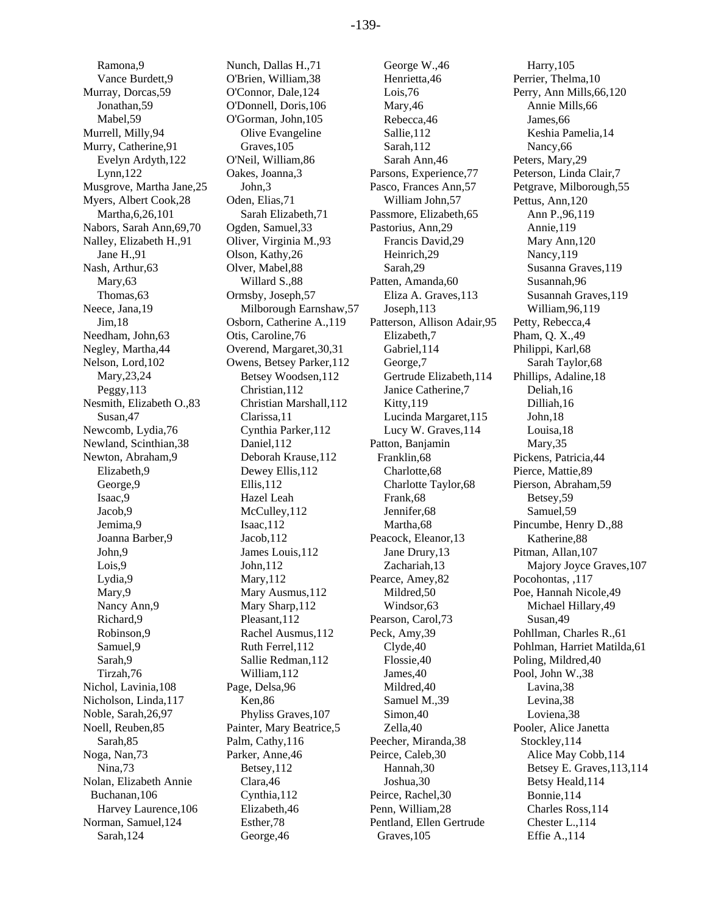Ramona,9
Vance Burdett,9
Murray, Dorcas,59
Jonathan,59
Mabel,59
Murrell, Milly,94
Murry, Catherine,91
Evelyn Ardyth,122
Lynn,122
Musgrove, Martha Jane,25
Myers, Albert Cook,28
Martha,6,26,101
Nabors, Sarah Ann,69,70
Nalley, Elizabeth H.,91
Jane H.,91
Nash, Arthur,63
Mary,63
Thomas,63
Neece, Jana,19
Jim,18
Needham, John,63
Negley, Martha,44
Nelson, Lord,102
Mary,23,24
Peggy,113
Nesmith, Elizabeth O.,83
Susan,47
Newcomb, Lydia,76
Newland, Scinthian,38
Newton, Abraham,9
Elizabeth,9
George,9
Isaac,9
Jacob,9
Jemima,9
Joanna Barber,9
John,9
Lois,9
Lydia,9
Mary,9
Nancy Ann,9
Richard,9
Robinson,9
Samuel,9
Sarah,9
Tirzah,76
Nichol, Lavinia,108
Nicholson, Linda,117
Noble, Sarah,26,97
Noell, Reuben,85
Sarah,85
Noga, Nan,73
Nina,73
Nolan, Elizabeth Annie Buchanan,106
Harvey Laurence,106
Norman, Samuel,124
Sarah,124
Nunch, Dallas H.,71
O'Brien, William,38
O'Connor, Dale,124
O'Donnell, Doris,106
O'Gorman, John,105
Olive Evangeline Graves,105
O'Neil, William,86
Oakes, Joanna,3
John,3
Oden, Elias,71
Sarah Elizabeth,71
Ogden, Samuel,33
Oliver, Virginia M.,93
Olson, Kathy,26
Olver, Mabel,88
Willard S.,88
Ormsby, Joseph,57
Milborough Earnshaw,57
Osborn, Catherine A.,119
Otis, Caroline,76
Overend, Margaret,30,31
Owens, Betsey Parker,112
Betsey Woodsen,112
Christian,112
Christian Marshall,112
Clarissa,11
Cynthia Parker,112
Daniel,112
Deborah Krause,112
Dewey Ellis,112
Ellis,112
Hazel Leah McCulley,112
Isaac,112
Jacob,112
James Louis,112
John,112
Mary,112
Mary Ausmus,112
Mary Sharp,112
Pleasant,112
Rachel Ausmus,112
Ruth Ferrel,112
Sallie Redman,112
William,112
Page, Delsa,96
Ken,86
Phyliss Graves,107
Painter, Mary Beatrice,5
Palm, Cathy,116
Parker, Anne,46
Betsey,112
Clara,46
Cynthia,112
Elizabeth,46
Esther,78
George,46
George W.,46
Henrietta,46
Lois,76
Mary,46
Rebecca,46
Sallie,112
Sarah,112
Sarah Ann,46
Parsons, Experience,77
Pasco, Frances Ann,57
William John,57
Passmore, Elizabeth,65
Pastorius, Ann,29
Francis David,29
Heinrich,29
Sarah,29
Patten, Amanda,60
Eliza A. Graves,113
Joseph,113
Patterson, Allison Adair,95
Elizabeth,7
Gabriel,114
George,7
Gertrude Elizabeth,114
Janice Catherine,7
Kitty,119
Lucinda Margaret,115
Lucy W. Graves,114
Patton, Banjamin Franklin,68
Charlotte,68
Charlotte Taylor,68
Frank,68
Jennifer,68
Martha,68
Peacock, Eleanor,13
Jane Drury,13
Zachariah,13
Pearce, Amey,82
Mildred,50
Windsor,63
Pearson, Carol,73
Peck, Amy,39
Clyde,40
Flossie,40
James,40
Mildred,40
Samuel M.,39
Simon,40
Zella,40
Peecher, Miranda,38
Peirce, Caleb,30
Hannah,30
Joshua,30
Peirce, Rachel,30
Penn, William,28
Pentland, Ellen Gertrude Graves,105
Harry,105
Perrier, Thelma,10
Perry, Ann Mills,66,120
Annie Mills,66
James,66
Keshia Pamelia,14
Nancy,66
Peters, Mary,29
Peterson, Linda Clair,7
Petgrave, Milborough,55
Pettus, Ann,120
Ann P.,96,119
Annie,119
Mary Ann,120
Nancy,119
Susanna Graves,119
Susannah,96
Susannah Graves,119
William,96,119
Petty, Rebecca,4
Pham, Q. X.,49
Philippi, Karl,68
Sarah Taylor,68
Phillips, Adaline,18
Deliah,16
Dilliah,16
John,18
Louisa,18
Mary,35
Pickens, Patricia,44
Pierce, Mattie,89
Pierson, Abraham,59
Betsey,59
Samuel,59
Pincumbe, Henry D.,88
Katherine,88
Pitman, Allan,107
Majory Joyce Graves,107
Pocohontas, ,117
Poe, Hannah Nicole,49
Michael Hillary,49
Susan,49
Pohllman, Charles R.,61
Pohlman, Harriet Matilda,61
Poling, Mildred,40
Pool, John W.,38
Lavina,38
Levina,38
Loviena,38
Pooler, Alice Janetta Stockley,114
Alice May Cobb,114
Betsey E. Graves,113,114
Betsy Heald,114
Bonnie,114
Charles Ross,114
Chester L.,114
Effie A.,114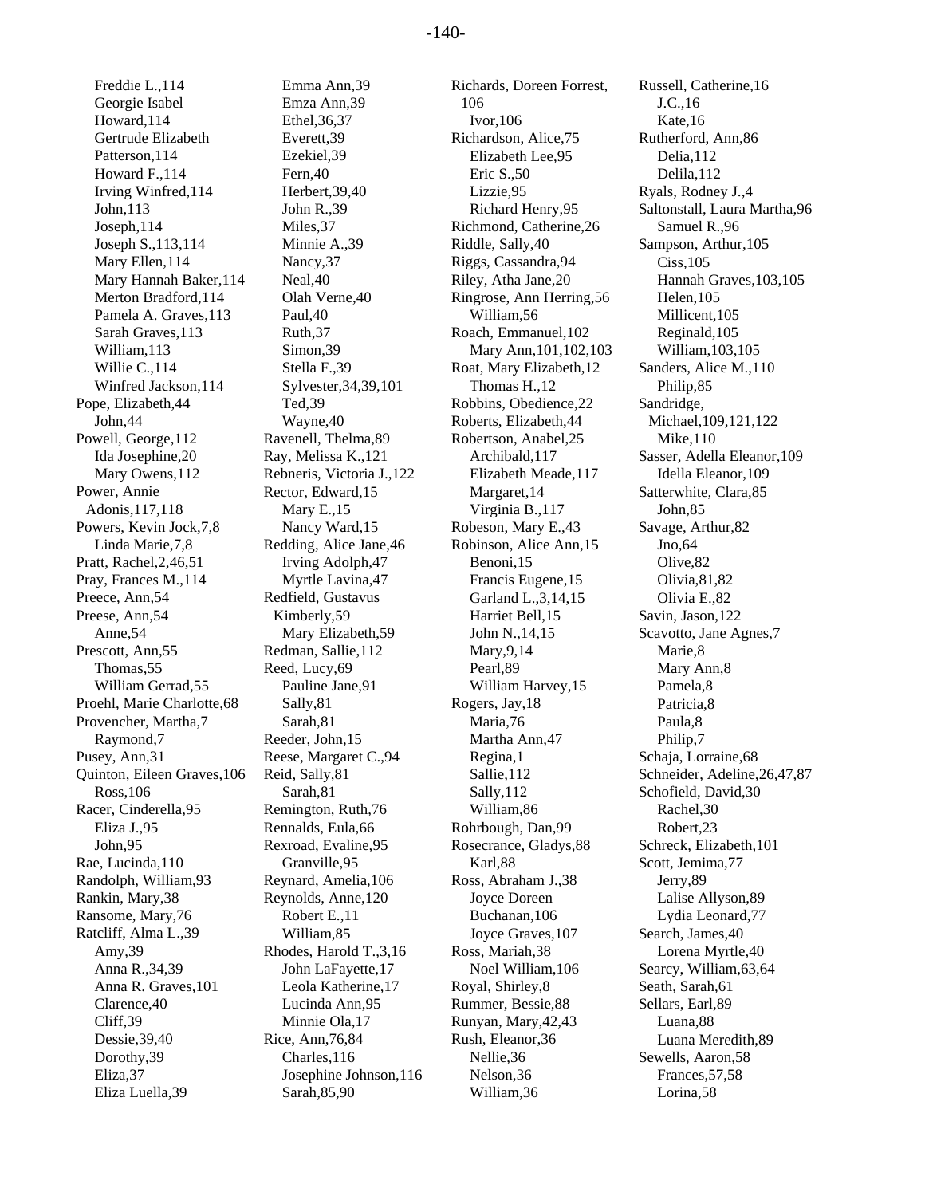Freddie L.,114
Georgie Isabel
Howard,114
Gertrude Elizabeth
Patterson,114
Howard F.,114
Irving Winfred,114
John,113
Joseph,114
Joseph S.,113,114
Mary Ellen,114
Mary Hannah Baker,114
Merton Bradford,114
Pamela A. Graves,113
Sarah Graves,113
William,113
Willie C.,114
Winfred Jackson,114
Pope, Elizabeth,44
John,44
Powell, George,112
Ida Josephine,20
Mary Owens,112
Power, Annie
Adonis,117,118
Powers, Kevin Jock,7,8
Linda Marie,7,8
Pratt, Rachel,2,46,51
Pray, Frances M.,114
Preece, Ann,54
Preese, Ann,54
Anne,54
Prescott, Ann,55
Thomas,55
William Gerrad,55
Proehl, Marie Charlotte,68
Provencher, Martha,7
Raymond,7
Pusey, Ann,31
Quinton, Eileen Graves,106
Ross,106
Racer, Cinderella,95
Eliza J.,95
John,95
Rae, Lucinda,110
Randolph, William,93
Rankin, Mary,38
Ransome, Mary,76
Ratcliff, Alma L.,39
Amy,39
Anna R.,34,39
Anna R. Graves,101
Clarence,40
Cliff,39
Dessie,39,40
Dorothy,39
Eliza,37
Eliza Luella,39
Emma Ann,39
Emza Ann,39
Ethel,36,37
Everett,39
Ezekiel,39
Fern,40
Herbert,39,40
John R.,39
Miles,37
Minnie A.,39
Nancy,37
Neal,40
Olah Verne,40
Paul,40
Ruth,37
Simon,39
Stella F.,39
Sylvester,34,39,101
Ted,39
Wayne,40
Ravenell, Thelma,89
Ray, Melissa K.,121
Rebneris, Victoria J.,122
Rector, Edward,15
Mary E.,15
Nancy Ward,15
Redding, Alice Jane,46
Irving Adolph,47
Myrtle Lavina,47
Redfield, Gustavus
Kimberly,59
Mary Elizabeth,59
Redman, Sallie,112
Reed, Lucy,69
Pauline Jane,91
Sally,81
Sarah,81
Reeder, John,15
Reese, Margaret C.,94
Reid, Sally,81
Sarah,81
Remington, Ruth,76
Rennalds, Eula,66
Rexroad, Evaline,95
Granville,95
Reynard, Amelia,106
Reynolds, Anne,120
Robert E.,11
William,85
Rhodes, Harold T.,3,16
John LaFayette,17
Leola Katherine,17
Lucinda Ann,95
Minnie Ola,17
Rice, Ann,76,84
Charles,116
Josephine Johnson,116
Sarah,85,90
Richards, Doreen Forrest,
106
Ivor,106
Richardson, Alice,75
Elizabeth Lee,95
Eric S.,50
Lizzie,95
Richard Henry,95
Richmond, Catherine,26
Riddle, Sally,40
Riggs, Cassandra,94
Riley, Atha Jane,20
Ringrose, Ann Herring,56
William,56
Roach, Emmanuel,102
Mary Ann,101,102,103
Roat, Mary Elizabeth,12
Thomas H.,12
Robbins, Obedience,22
Roberts, Elizabeth,44
Robertson, Anabel,25
Archibald,117
Elizabeth Meade,117
Margaret,14
Virginia B.,117
Robeson, Mary E.,43
Robinson, Alice Ann,15
Benoni,15
Francis Eugene,15
Garland L.,3,14,15
Harriet Bell,15
John N.,14,15
Mary,9,14
Pearl,89
William Harvey,15
Rogers, Jay,18
Maria,76
Martha Ann,47
Regina,1
Sallie,112
Sally,112
William,86
Rohrbough, Dan,99
Rosecrance, Gladys,88
Karl,88
Ross, Abraham J.,38
Joyce Doreen
Buchanan,106
Joyce Graves,107
Ross, Mariah,38
Noel William,106
Royal, Shirley,8
Rummer, Bessie,88
Runyan, Mary,42,43
Rush, Eleanor,36
Nellie,36
Nelson,36
William,36
Russell, Catherine,16
J.C.,16
Kate,16
Rutherford, Ann,86
Delia,112
Delila,112
Ryals, Rodney J.,4
Saltonstall, Laura Martha,96
Samuel R.,96
Sampson, Arthur,105
Ciss,105
Hannah Graves,103,105
Helen,105
Millicent,105
Reginald,105
William,103,105
Sanders, Alice M.,110
Philip,85
Sandridge,
Michael,109,121,122
Mike,110
Sasser, Adella Eleanor,109
Idella Eleanor,109
Satterwhite, Clara,85
John,85
Savage, Arthur,82
Jno,64
Olive,82
Olivia,81,82
Olivia E.,82
Savin, Jason,122
Scavotto, Jane Agnes,7
Marie,8
Mary Ann,8
Pamela,8
Patricia,8
Paula,8
Philip,7
Schaja, Lorraine,68
Schneider, Adeline,26,47,87
Schofield, David,30
Rachel,30
Robert,23
Schreck, Elizabeth,101
Scott, Jemima,77
Jerry,89
Lalise Allyson,89
Lydia Leonard,77
Search, James,40
Lorena Myrtle,40
Searcy, William,63,64
Seath, Sarah,61
Sellars, Earl,89
Luana,88
Luana Meredith,89
Sewells, Aaron,58
Frances,57,58
Lorina,58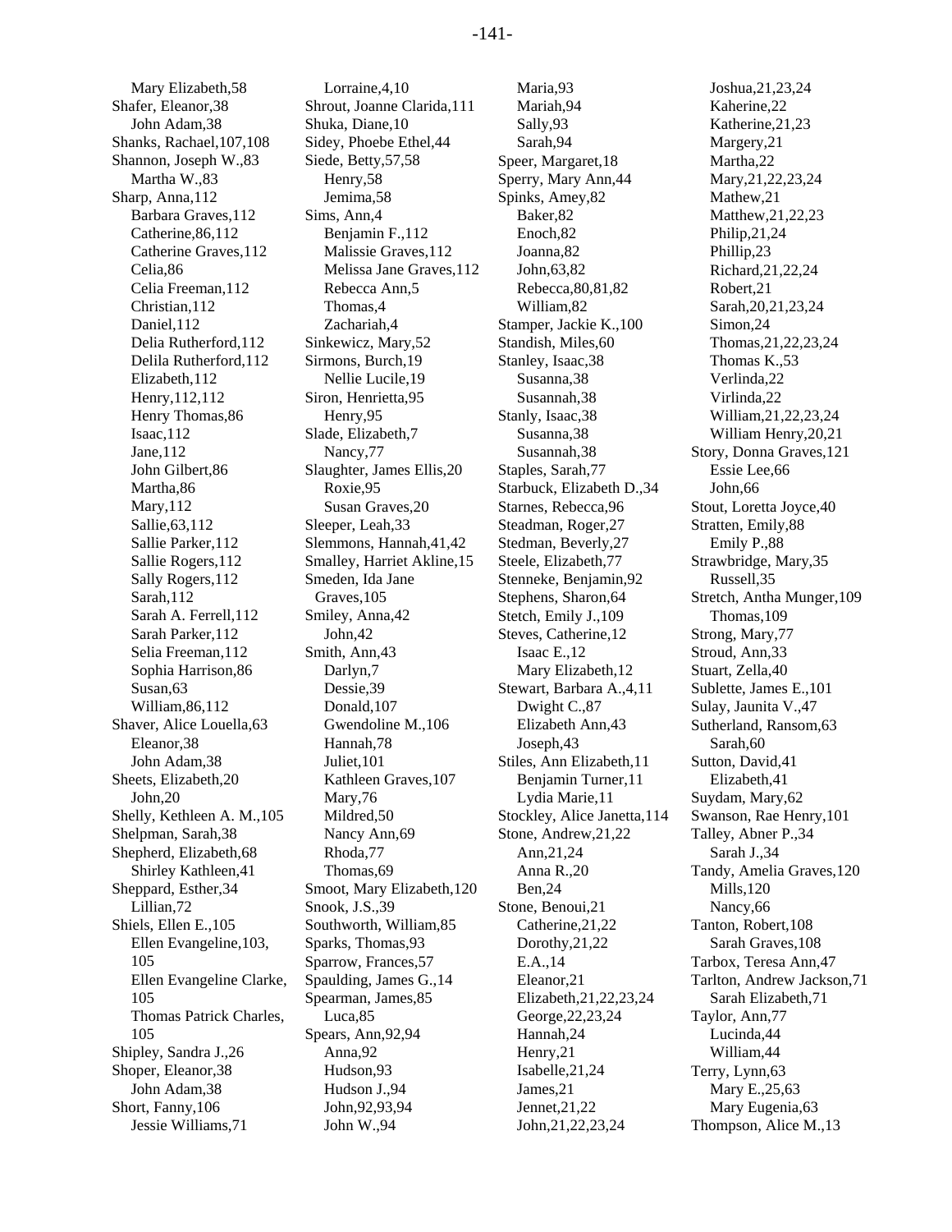Mary Elizabeth,58
Shafer, Eleanor,38
John Adam,38
Shanks, Rachael,107,108
Shannon, Joseph W.,83
Martha W.,83
Sharp, Anna,112
Barbara Graves,112
Catherine,86,112
Catherine Graves,112
Celia,86
Celia Freeman,112
Christian,112
Daniel,112
Delia Rutherford,112
Delila Rutherford,112
Elizabeth,112
Henry,112,112
Henry Thomas,86
Isaac,112
Jane,112
John Gilbert,86
Martha,86
Mary,112
Sallie,63,112
Sallie Parker,112
Sallie Rogers,112
Sally Rogers,112
Sarah,112
Sarah A. Ferrell,112
Sarah Parker,112
Selia Freeman,112
Sophia Harrison,86
Susan,63
William,86,112
Shaver, Alice Louella,63
Eleanor,38
John Adam,38
Sheets, Elizabeth,20
John,20
Shelly, Kethleen A. M.,105
Shelpman, Sarah,38
Shepherd, Elizabeth,68
Shirley Kathleen,41
Sheppard, Esther,34
Lillian,72
Shiels, Ellen E.,105
Ellen Evangeline,103, 105
Ellen Evangeline Clarke, 105
Thomas Patrick Charles, 105
Shipley, Sandra J.,26
Shoper, Eleanor,38
John Adam,38
Short, Fanny,106
Jessie Williams,71
Lorraine,4,10
Shrout, Joanne Clarida,111
Shuka, Diane,10
Sidey, Phoebe Ethel,44
Siede, Betty,57,58
Henry,58
Jemima,58
Sims, Ann,4
Benjamin F.,112
Malissie Graves,112
Melissa Jane Graves,112
Rebecca Ann,5
Thomas,4
Zachariah,4
Sinkewicz, Mary,52
Sirmons, Burch,19
Nellie Lucile,19
Siron, Henrietta,95
Henry,95
Slade, Elizabeth,7
Nancy,77
Slaughter, James Ellis,20
Roxie,95
Susan Graves,20
Sleeper, Leah,33
Slemmons, Hannah,41,42
Smalley, Harriet Akline,15
Smeden, Ida Jane Graves,105
Smiley, Anna,42
John,42
Smith, Ann,43
Darlyn,7
Dessie,39
Donald,107
Gwendoline M.,106
Hannah,78
Juliet,101
Kathleen Graves,107
Mary,76
Mildred,50
Nancy Ann,69
Rhoda,77
Thomas,69
Smoot, Mary Elizabeth,120
Snook, J.S.,39
Southworth, William,85
Sparks, Thomas,93
Sparrow, Frances,57
Spaulding, James G.,14
Spearman, James,85
Luca,85
Spears, Ann,92,94
Anna,92
Hudson,93
Hudson J.,94
John,92,93,94
John W.,94
Maria,93
Mariah,94
Sally,93
Sarah,94
Speer, Margaret,18
Sperry, Mary Ann,44
Spinks, Amey,82
Baker,82
Enoch,82
Joanna,82
John,63,82
Rebecca,80,81,82
William,82
Stamper, Jackie K.,100
Standish, Miles,60
Stanley, Isaac,38
Susanna,38
Susannah,38
Stanly, Isaac,38
Susanna,38
Susannah,38
Staples, Sarah,77
Starbuck, Elizabeth D.,34
Starnes, Rebecca,96
Steadman, Roger,27
Stedman, Beverly,27
Steele, Elizabeth,77
Stenneke, Benjamin,92
Stephens, Sharon,64
Stetch, Emily J.,109
Steves, Catherine,12
Isaac E.,12
Mary Elizabeth,12
Stewart, Barbara A.,4,11
Dwight C.,87
Elizabeth Ann,43
Joseph,43
Stiles, Ann Elizabeth,11
Benjamin Turner,11
Lydia Marie,11
Stockley, Alice Janetta,114
Stone, Andrew,21,22
Ann,21,24
Anna R.,20
Ben,24
Stone, Benoui,21
Catherine,21,22
Dorothy,21,22
E.A.,14
Eleanor,21
Elizabeth,21,22,23,24
George,22,23,24
Hannah,24
Henry,21
Isabelle,21,24
James,21
Jennet,21,22
John,21,22,23,24
Joshua,21,23,24
Kaherine,22
Katherine,21,23
Margery,21
Martha,22
Mary,21,22,23,24
Mathew,21
Matthew,21,22,23
Philip,21,24
Phillip,23
Richard,21,22,24
Robert,21
Sarah,20,21,23,24
Simon,24
Thomas,21,22,23,24
Thomas K.,53
Verlinda,22
Virlinda,22
William,21,22,23,24
William Henry,20,21
Story, Donna Graves,121
Essie Lee,66
John,66
Stout, Loretta Joyce,40
Stratten, Emily,88
Emily P.,88
Strawbridge, Mary,35
Russell,35
Stretch, Antha Munger,109
Thomas,109
Strong, Mary,77
Stroud, Ann,33
Stuart, Zella,40
Sublette, James E.,101
Sulay, Jaunita V.,47
Sutherland, Ransom,63
Sarah,60
Sutton, David,41
Elizabeth,41
Suydam, Mary,62
Swanson, Rae Henry,101
Talley, Abner P.,34
Sarah J.,34
Tandy, Amelia Graves,120
Mills,120
Nancy,66
Tanton, Robert,108
Sarah Graves,108
Tarbox, Teresa Ann,47
Tarlton, Andrew Jackson,71
Sarah Elizabeth,71
Taylor, Ann,77
Lucinda,44
William,44
Terry, Lynn,63
Mary E.,25,63
Mary Eugenia,63
Thompson, Alice M.,13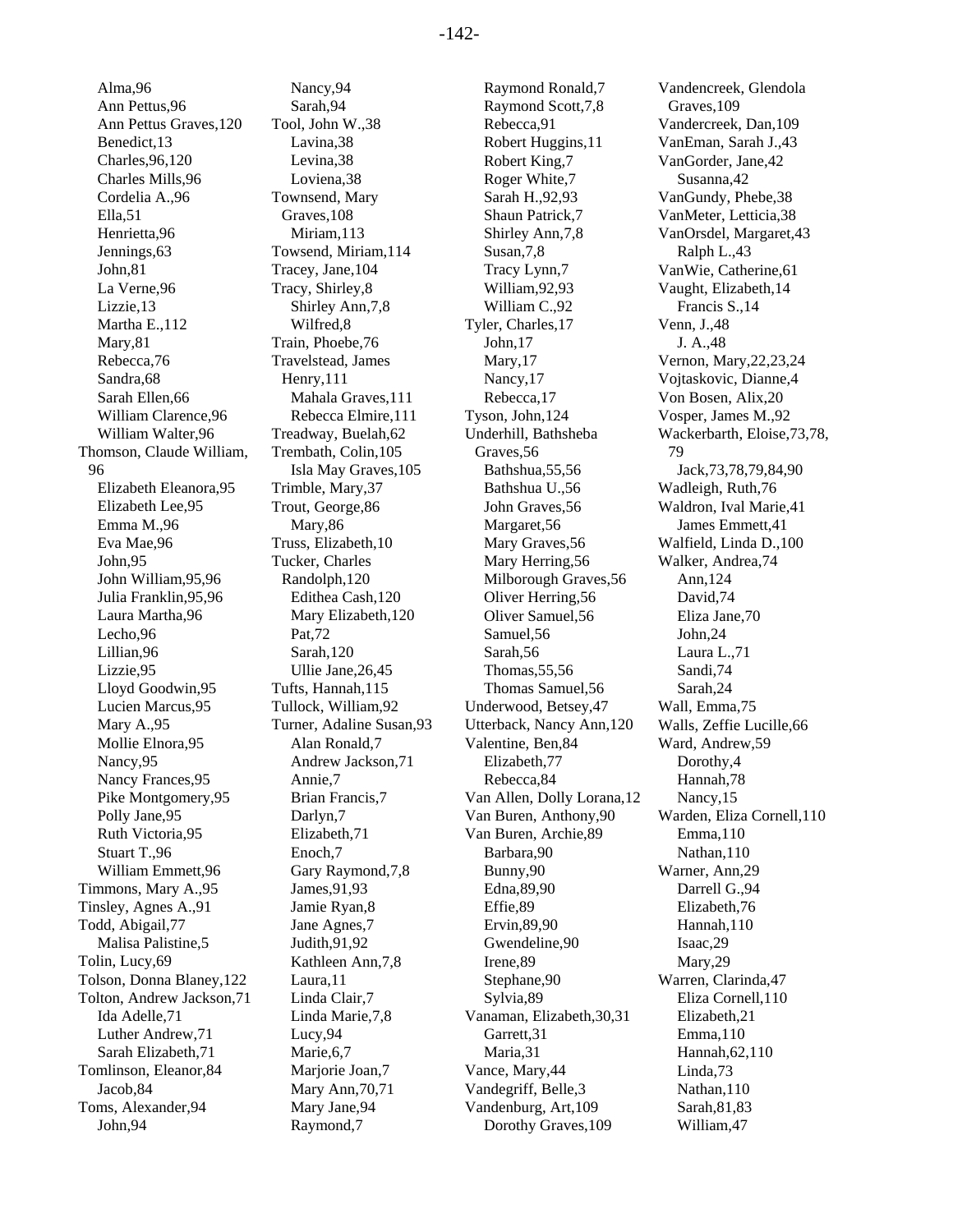Alma,96
Ann Pettus,96
Ann Pettus Graves,120
Benedict,13
Charles,96,120
Charles Mills,96
Cordelia A.,96
Ella,51
Henrietta,96
Jennings,63
John,81
La Verne,96
Lizzie,13
Martha E.,112
Mary,81
Rebecca,76
Sandra,68
Sarah Ellen,66
William Clarence,96
William Walter,96

Thomson, Claude William, 96
Elizabeth Eleanora,95
Elizabeth Lee,95
Emma M.,96
Eva Mae,96
John,95
John William,95,96
Julia Franklin,95,96
Laura Martha,96
Lecho,96
Lillian,96
Lizzie,95
Lloyd Goodwin,95
Lucien Marcus,95
Mary A.,95
Mollie Elnora,95
Nancy,95
Nancy Frances,95
Pike Montgomery,95
Polly Jane,95
Ruth Victoria,95
Stuart T.,96
William Emmett,96

Timmons, Mary A.,95

Tinsley, Agnes A.,91

Todd, Abigail,77
Malisa Palistine,5

Tolin, Lucy,69

Tolson, Donna Blaney,122

Tolton, Andrew Jackson,71
Ida Adelle,71
Luther Andrew,71
Sarah Elizabeth,71

Tomlinson, Eleanor,84
Jacob,84

Toms, Alexander,94
John,94
Nancy,94
Sarah,94

Tool, John W.,38
Lavina,38
Levina,38
Loviena,38

Townsend, Mary Graves,108
Miriam,113

Towsend, Miriam,114

Tracey, Jane,104

Tracy, Shirley,8
Shirley Ann,7,8
Wilfred,8

Train, Phoebe,76

Travelstead, James Henry,111
Mahala Graves,111
Rebecca Elmire,111

Treadway, Buelah,62

Trembath, Colin,105
Isla May Graves,105

Trimble, Mary,37

Trout, George,86
Mary,86

Truss, Elizabeth,10

Tucker, Charles Randolph,120
Edithea Cash,120
Mary Elizabeth,120
Pat,72
Sarah,120
Ullie Jane,26,45

Tufts, Hannah,115

Tullock, William,92

Turner, Adaline Susan,93
Alan Ronald,7
Andrew Jackson,71
Annie,7
Brian Francis,7
Darlyn,7
Elizabeth,71
Enoch,7
Gary Raymond,7,8
James,91,93
Jamie Ryan,8
Jane Agnes,7
Judith,91,92
Kathleen Ann,7,8
Laura,11
Linda Clair,7
Linda Marie,7,8
Lucy,94
Marie,6,7
Marjorie Joan,7
Mary Ann,70,71
Mary Jane,94
Raymond,7
Raymond Ronald,7
Raymond Scott,7,8
Rebecca,91
Robert Huggins,11
Robert King,7
Roger White,7
Sarah H.,92,93
Shaun Patrick,7
Shirley Ann,7,8
Susan,7,8
Tracy Lynn,7
William,92,93
William C.,92

Tyler, Charles,17
John,17
Mary,17
Nancy,17
Rebecca,17

Tyson, John,124

Underhill, Bathsheba Graves,56
Bathshua,55,56
Bathshua U.,56
John Graves,56
Margaret,56
Mary Graves,56
Mary Herring,56
Milborough Graves,56
Oliver Herring,56
Oliver Samuel,56
Samuel,56
Sarah,56
Thomas,55,56
Thomas Samuel,56

Underwood, Betsey,47

Utterback, Nancy Ann,120

Valentine, Ben,84
Elizabeth,77
Rebecca,84

Van Allen, Dolly Lorana,12

Van Buren, Anthony,90

Van Buren, Archie,89
Barbara,90
Bunny,90
Edna,89,90
Effie,89
Ervin,89,90
Gwendeline,90
Irene,89
Stephane,90
Sylvia,89

Vanaman, Elizabeth,30,31
Garrett,31
Maria,31

Vance, Mary,44

Vandegriff, Belle,3

Vandenburg, Art,109
Dorothy Graves,109

Vandencreek, Glendola Graves,109

Vandercreek, Dan,109

VanEman, Sarah J.,43

VanGorder, Jane,42
Susanna,42

VanGundy, Phebe,38

VanMeter, Letticia,38

VanOrsdel, Margaret,43
Ralph L.,43

VanWie, Catherine,61

Vaught, Elizabeth,14
Francis S.,14

Venn, J.,48
J. A.,48

Vernon, Mary,22,23,24

Vojtaskovic, Dianne,4

Von Bosen, Alix,20

Vosper, James M.,92

Wackerbarth, Eloise,73,78,79
Jack,73,78,79,84,90

Wadleigh, Ruth,76

Waldron, Ival Marie,41
James Emmett,41

Walfield, Linda D.,100

Walker, Andrea,74
Ann,124
David,74
Eliza Jane,70
John,24
Laura L.,71
Sandi,74
Sarah,24

Wall, Emma,75

Walls, Zeffie Lucille,66

Ward, Andrew,59
Dorothy,4
Hannah,78
Nancy,15

Warden, Eliza Cornell,110
Emma,110
Nathan,110

Warner, Ann,29
Darrell G.,94
Elizabeth,76
Hannah,110
Isaac,29
Mary,29

Warren, Clarinda,47
Eliza Cornell,110
Elizabeth,21
Emma,110
Hannah,62,110
Linda,73
Nathan,110
Sarah,81,83
William,47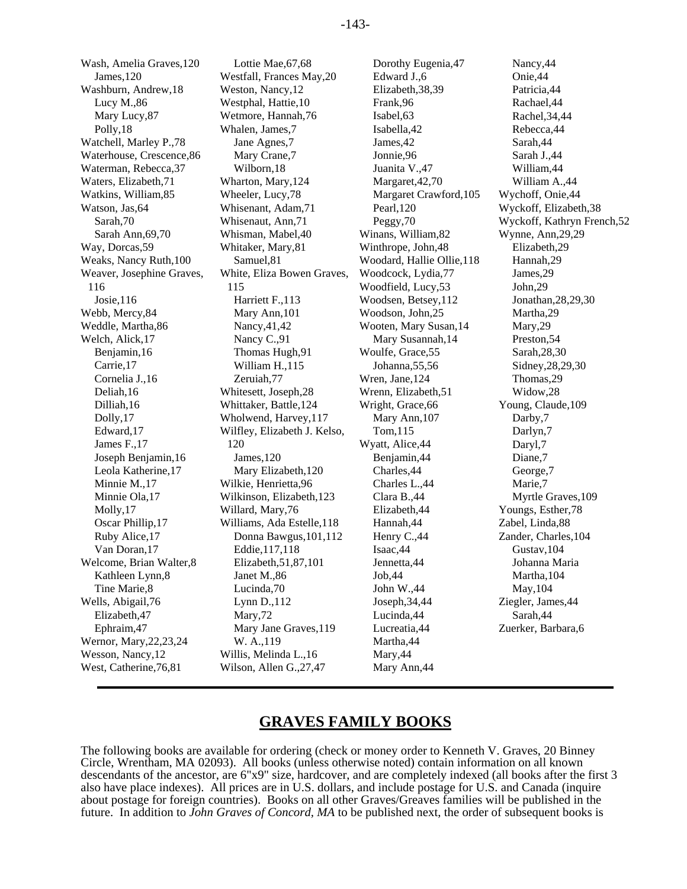Wash, Amelia Graves,120
  James,120
Washburn, Andrew,18
  Lucy M.,86
  Mary Lucy,87
  Polly,18
Watchell, Marley P.,78
Waterhouse, Crescence,86
Waterman, Rebecca,37
Waters, Elizabeth,71
Watkins, William,85
Watson, Jas,64
  Sarah,70
  Sarah Ann,69,70
Way, Dorcas,59
Weaks, Nancy Ruth,100
Weaver, Josephine Graves, 116
  Josie,116
Webb, Mercy,84
Weddle, Martha,86
Welch, Alick,17
  Benjamin,16
  Carrie,17
  Cornelia J.,16
  Deliah,16
  Dilliah,16
  Dolly,17
  Edward,17
  James F.,17
  Joseph Benjamin,16
  Leola Katherine,17
  Minnie M.,17
  Minnie Ola,17
  Molly,17
  Oscar Phillip,17
  Ruby Alice,17
  Van Doran,17
Welcome, Brian Walter,8
  Kathleen Lynn,8
  Tine Marie,8
Wells, Abigail,76
  Elizabeth,47
  Ephraim,47
Wernor, Mary,22,23,24
Wesson, Nancy,12
West, Catherine,76,81
  Lottie Mae,67,68
Westfall, Frances May,20
Weston, Nancy,12
Westphal, Hattie,10
Wetmore, Hannah,76
Whalen, James,7
  Jane Agnes,7
  Mary Crane,7
  Wilborn,18
Wharton, Mary,124
Wheeler, Lucy,78
Whisenant, Adam,71
Whisenaut, Ann,71
Whisman, Mabel,40
Whitaker, Mary,81
  Samuel,81
White, Eliza Bowen Graves, 115
  Harriett F.,113
  Mary Ann,101
  Nancy,41,42
  Nancy C.,91
  Thomas Hugh,91
  William H.,115
  Zeruiah,77
Whitesett, Joseph,28
Whittaker, Battle,124
Wholwend, Harvey,117
Wilfley, Elizabeth J. Kelso, 120
  James,120
  Mary Elizabeth,120
Wilkie, Henrietta,96
Wilkinson, Elizabeth,123
Willard, Mary,76
Williams, Ada Estelle,118
  Donna Bawgus,101,112
  Eddie,117,118
  Elizabeth,51,87,101
  Janet M.,86
  Lucinda,70
  Lynn D.,112
  Mary,72
  Mary Jane Graves,119
  W. A.,119
Willis, Melinda L.,16
Wilson, Allen G.,27,47
  Dorothy Eugenia,47
  Edward J.,6
  Elizabeth,38,39
  Frank,96
  Isabel,63
  Isabella,42
  James,42
  Jonnie,96
  Juanita V.,47
  Margaret,42,70
  Margaret Crawford,105
  Pearl,120
  Peggy,70
Winans, William,82
Winthrope, John,48
Woodard, Hallie Ollie,118
Woodcock, Lydia,77
Woodfield, Lucy,53
Woodsen, Betsey,112
Woodson, John,25
Wooten, Mary Susan,14
  Mary Susannah,14
Woulfe, Grace,55
  Johanna,55,56
Wren, Jane,124
Wrenn, Elizabeth,51
Wright, Grace,66
  Mary Ann,107
  Tom,115
Wyatt, Alice,44
  Benjamin,44
  Charles,44
  Charles L.,44
  Clara B.,44
  Elizabeth,44
  Hannah,44
  Henry C.,44
  Isaac,44
  Jennetta,44
  Job,44
  John W.,44
  Joseph,34,44
  Lucinda,44
  Lucreatia,44
  Martha,44
  Mary,44
  Mary Ann,44
  Nancy,44
  Onie,44
  Patricia,44
  Rachael,44
  Rachel,34,44
  Rebecca,44
  Sarah,44
  Sarah J.,44
  William,44
  William A.,44
Wychoff, Onie,44
Wyckoff, Elizabeth,38
Wyckoff, Kathryn French,52
Wynne, Ann,29,29
  Elizabeth,29
  Hannah,29
  James,29
  John,29
  Jonathan,28,29,30
  Martha,29
  Mary,29
  Preston,54
  Sarah,28,30
  Sidney,28,29,30
  Thomas,29
  Widow,28
Young, Claude,109
  Darby,7
  Darlyn,7
  Daryl,7
  Diane,7
  George,7
  Marie,7
  Myrtle Graves,109
Youngs, Esther,78
Zabel, Linda,88
Zander, Charles,104
  Gustav,104
  Johanna Maria
  Martha,104
  May,104
Ziegler, James,44
  Sarah,44
Zuerker, Barbara,6

---

## GRAVES FAMILY BOOKS

The following books are available for ordering (check or money order to Kenneth V. Graves, 20 Binney Circle, Wrentham, MA 02093). All books (unless otherwise noted) contain information on all known descendants of the ancestor, are 6"x9" size, hardcover, and are completely indexed (all books after the first 3 also have place indexes). All prices are in U.S. dollars, and include postage for U.S. and Canada (inquire about postage for foreign countries). Books on all other Graves/Greaves families will be published in the future. In addition to *John Graves of Concord, MA* to be published next, the order of subsequent books is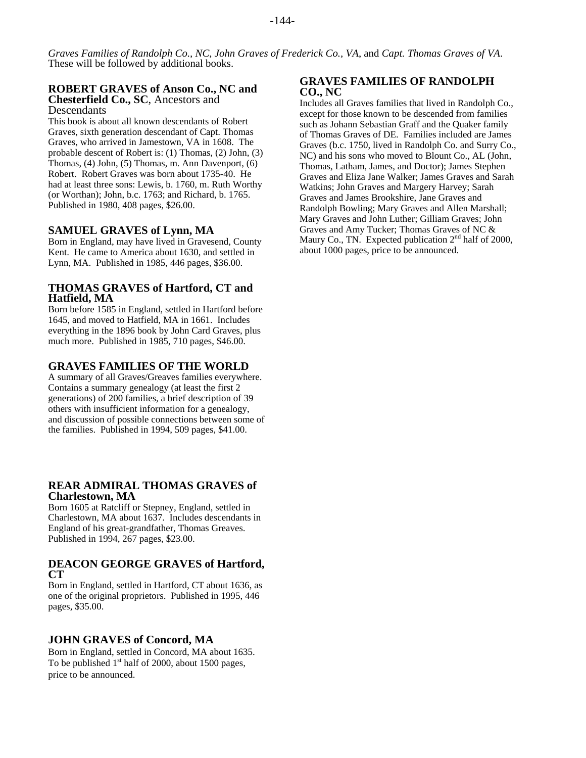*Graves Families of Randolph Co., NC*, *John Graves of Frederick Co., VA*, and *Capt. Thomas Graves of VA*. These will be followed by additional books.

### ROBERT GRAVES of Anson Co., NC and Chesterfield Co., SC, Ancestors and Descendants

This book is about all known descendants of Robert Graves, sixth generation descendant of Capt. Thomas Graves, who arrived in Jamestown, VA in 1608. The probable descent of Robert is: (1) Thomas, (2) John, (3) Thomas, (4) John, (5) Thomas, m. Ann Davenport, (6) Robert. Robert Graves was born about 1735-40. He had at least three sons: Lewis, b. 1760, m. Ruth Worthy (or Worthan); John, b.c. 1763; and Richard, b. 1765. Published in 1980, 408 pages, $26.00.

### SAMUEL GRAVES of Lynn, MA

Born in England, may have lived in Gravesend, County Kent. He came to America about 1630, and settled in Lynn, MA. Published in 1985, 446 pages, $36.00.

### THOMAS GRAVES of Hartford, CT and Hatfield, MA

Born before 1585 in England, settled in Hartford before 1645, and moved to Hatfield, MA in 1661. Includes everything in the 1896 book by John Card Graves, plus much more. Published in 1985, 710 pages, $46.00.

### GRAVES FAMILIES OF THE WORLD

A summary of all Graves/Greaves families everywhere. Contains a summary genealogy (at least the first 2 generations) of 200 families, a brief description of 39 others with insufficient information for a genealogy, and discussion of possible connections between some of the families. Published in 1994, 509 pages, $41.00.

### REAR ADMIRAL THOMAS GRAVES of Charlestown, MA

Born 1605 at Ratcliff or Stepney, England, settled in Charlestown, MA about 1637. Includes descendants in England of his great-grandfather, Thomas Greaves. Published in 1994, 267 pages, $23.00.

### DEACON GEORGE GRAVES of Hartford, CT

Born in England, settled in Hartford, CT about 1636, as one of the original proprietors. Published in 1995, 446 pages, $35.00.

### JOHN GRAVES of Concord, MA

Born in England, settled in Concord, MA about 1635. To be published 1st half of 2000, about 1500 pages, price to be announced.

### GRAVES FAMILIES OF RANDOLPH CO., NC

Includes all Graves families that lived in Randolph Co., except for those known to be descended from families such as Johann Sebastian Graff and the Quaker family of Thomas Graves of DE. Families included are James Graves (b.c. 1750, lived in Randolph Co. and Surry Co., NC) and his sons who moved to Blount Co., AL (John, Thomas, Latham, James, and Doctor); James Stephen Graves and Eliza Jane Walker; James Graves and Sarah Watkins; John Graves and Margery Harvey; Sarah Graves and James Brookshire, Jane Graves and Randolph Bowling; Mary Graves and Allen Marshall; Mary Graves and John Luther; Gilliam Graves; John Graves and Amy Tucker; Thomas Graves of NC & Maury Co., TN. Expected publication 2nd half of 2000, about 1000 pages, price to be announced.